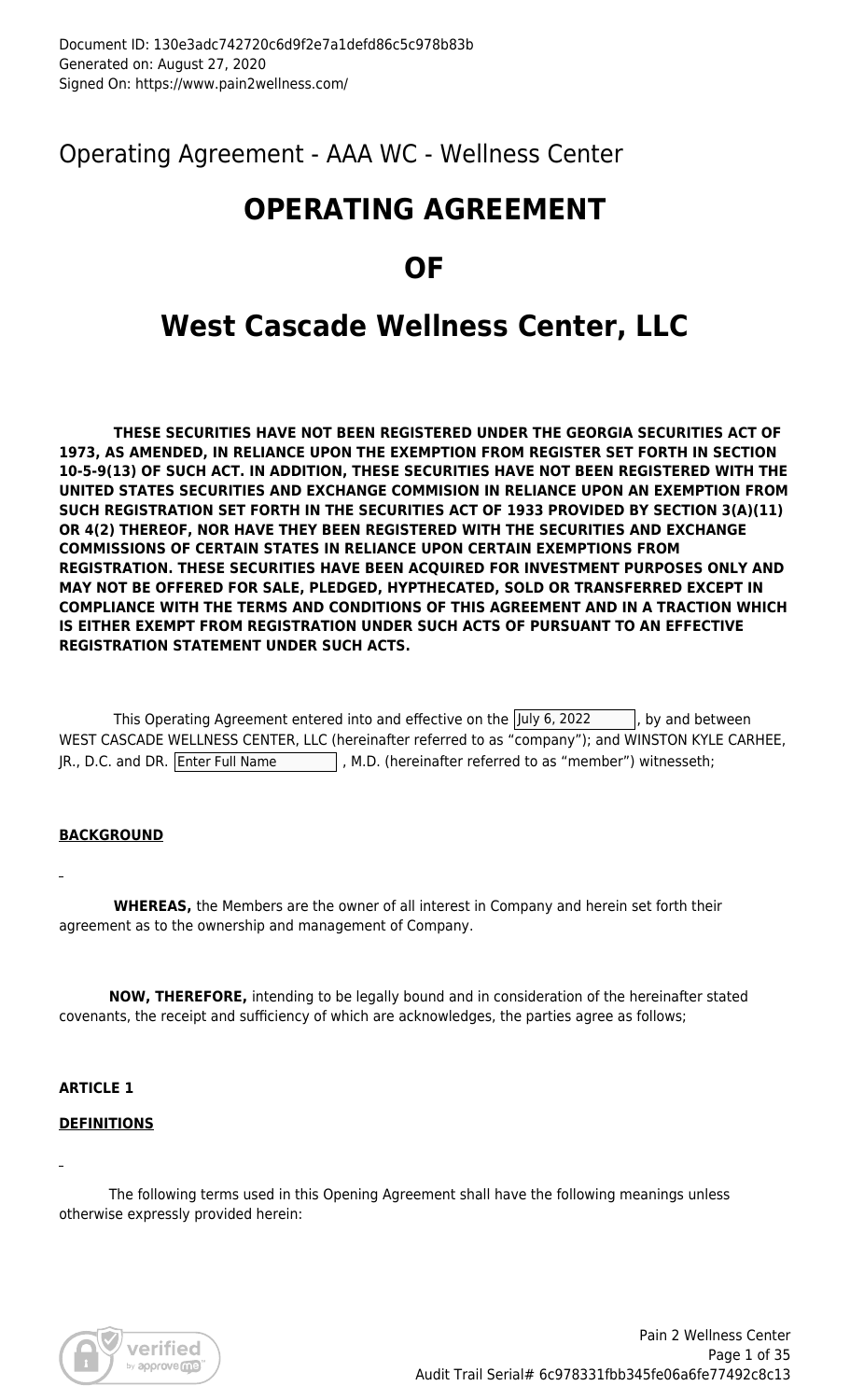Document ID: 130e3adc742720c6d9f2e7a1defd86c5c978b83b
Generated on: August 27, 2020
Signed On: https://www.pain2wellness.com/

Operating Agreement - AAA WC - Wellness Center

# OPERATING AGREEMENT

# OF

# West Cascade Wellness Center, LLC

**THESE SECURITIES HAVE NOT BEEN REGISTERED UNDER THE GEORGIA SECURITIES ACT OF 1973, AS AMENDED, IN RELIANCE UPON THE EXEMPTION FROM REGISTER SET FORTH IN SECTION 10-5-9(13) OF SUCH ACT. IN ADDITION, THESE SECURITIES HAVE NOT BEEN REGISTERED WITH THE UNITED STATES SECURITIES AND EXCHANGE COMMISION IN RELIANCE UPON AN EXEMPTION FROM SUCH REGISTRATION SET FORTH IN THE SECURITIES ACT OF 1933 PROVIDED BY SECTION 3(A)(11) OR 4(2) THEREOF, NOR HAVE THEY BEEN REGISTERED WITH THE SECURITIES AND EXCHANGE COMMISSIONS OF CERTAIN STATES IN RELIANCE UPON CERTAIN EXEMPTIONS FROM REGISTRATION. THESE SECURITIES HAVE BEEN ACQUIRED FOR INVESTMENT PURPOSES ONLY AND MAY NOT BE OFFERED FOR SALE, PLEDGED, HYPTHECATED, SOLD OR TRANSFERRED EXCEPT IN COMPLIANCE WITH THE TERMS AND CONDITIONS OF THIS AGREEMENT AND IN A TRACTION WHICH IS EITHER EXEMPT FROM REGISTRATION UNDER SUCH ACTS OF PURSUANT TO AN EFFECTIVE REGISTRATION STATEMENT UNDER SUCH ACTS.**

This Operating Agreement entered into and effective on the July 6, 2022, by and between WEST CASCADE WELLNESS CENTER, LLC (hereinafter referred to as "company"); and WINSTON KYLE CARHEE, JR., D.C. and DR. Enter Full Name, M.D. (hereinafter referred to as "member") witnesseth;

**BACKGROUND**

**WHEREAS,** the Members are the owner of all interest in Company and herein set forth their agreement as to the ownership and management of Company.

**NOW, THEREFORE,** intending to be legally bound and in consideration of the hereinafter stated covenants, the receipt and sufficiency of which are acknowledges, the parties agree as follows;

**ARTICLE 1**

**DEFINITIONS**

The following terms used in this Opening Agreement shall have the following meanings unless otherwise expressly provided herein: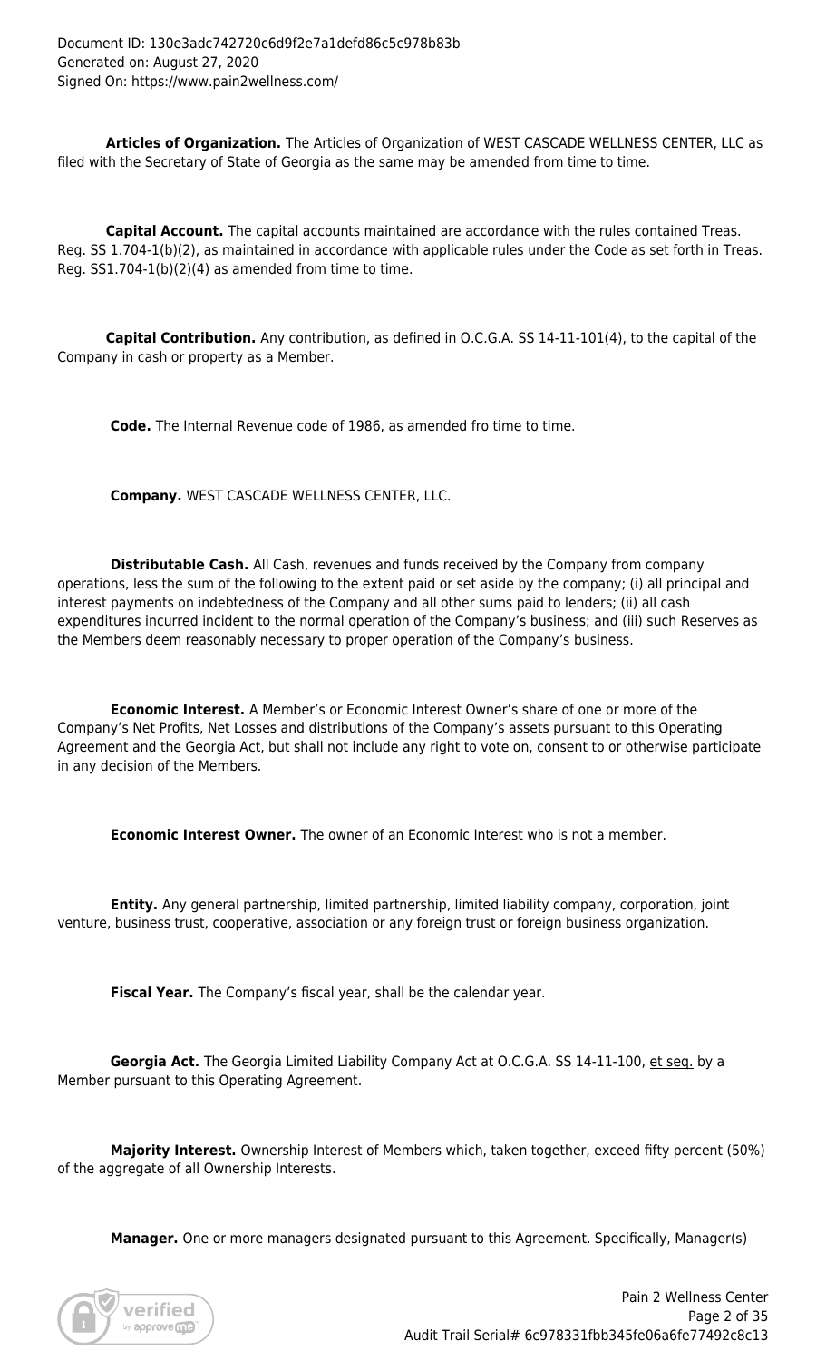**Articles of Organization.** The Articles of Organization of WEST CASCADE WELLNESS CENTER, LLC as filed with the Secretary of State of Georgia as the same may be amended from time to time.

**Capital Account.** The capital accounts maintained are accordance with the rules contained Treas. Reg. SS 1.704-1(b)(2), as maintained in accordance with applicable rules under the Code as set forth in Treas. Reg. SS1.704-1(b)(2)(4) as amended from time to time.

**Capital Contribution.** Any contribution, as defined in O.C.G.A. SS 14-11-101(4), to the capital of the Company in cash or property as a Member.

**Code.** The Internal Revenue code of 1986, as amended fro time to time.

**Company.** WEST CASCADE WELLNESS CENTER, LLC.

**Distributable Cash.** All Cash, revenues and funds received by the Company from company operations, less the sum of the following to the extent paid or set aside by the company; (i) all principal and interest payments on indebtedness of the Company and all other sums paid to lenders; (ii) all cash expenditures incurred incident to the normal operation of the Company's business; and (iii) such Reserves as the Members deem reasonably necessary to proper operation of the Company's business.

**Economic Interest.** A Member's or Economic Interest Owner's share of one or more of the Company's Net Profits, Net Losses and distributions of the Company's assets pursuant to this Operating Agreement and the Georgia Act, but shall not include any right to vote on, consent to or otherwise participate in any decision of the Members.

**Economic Interest Owner.** The owner of an Economic Interest who is not a member.

**Entity.** Any general partnership, limited partnership, limited liability company, corporation, joint venture, business trust, cooperative, association or any foreign trust or foreign business organization.

**Fiscal Year.** The Company's fiscal year, shall be the calendar year.

**Georgia Act.** The Georgia Limited Liability Company Act at O.C.G.A. SS 14-11-100, et seq. by a Member pursuant to this Operating Agreement.

**Majority Interest.** Ownership Interest of Members which, taken together, exceed fifty percent (50%) of the aggregate of all Ownership Interests.

**Manager.** One or more managers designated pursuant to this Agreement. Specifically, Manager(s)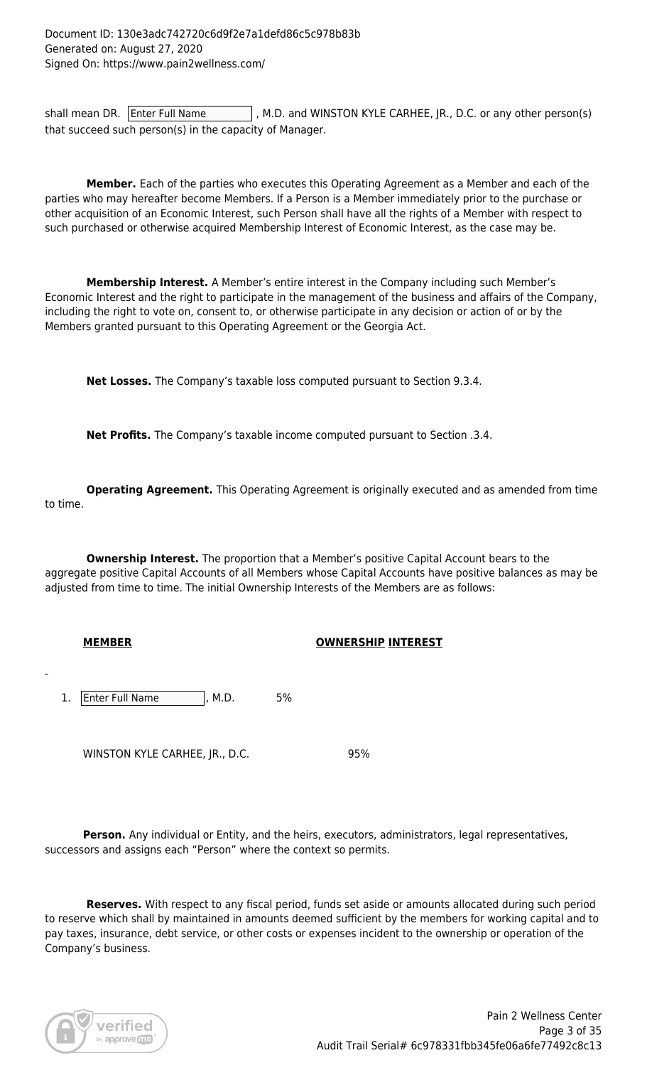shall mean DR. [Enter Full Name], M.D. and WINSTON KYLE CARHEE, JR., D.C. or any other person(s) that succeed such person(s) in the capacity of Manager.

**Member.** Each of the parties who executes this Operating Agreement as a Member and each of the parties who may hereafter become Members. If a Person is a Member immediately prior to the purchase or other acquisition of an Economic Interest, such Person shall have all the rights of a Member with respect to such purchased or otherwise acquired Membership Interest of Economic Interest, as the case may be.

**Membership Interest.** A Member's entire interest in the Company including such Member's Economic Interest and the right to participate in the management of the business and affairs of the Company, including the right to vote on, consent to, or otherwise participate in any decision or action of or by the Members granted pursuant to this Operating Agreement or the Georgia Act.

**Net Losses.** The Company's taxable loss computed pursuant to Section 9.3.4.

**Net Profits.** The Company's taxable income computed pursuant to Section .3.4.

**Operating Agreement.** This Operating Agreement is originally executed and as amended from time to time.

**Ownership Interest.** The proportion that a Member's positive Capital Account bears to the aggregate positive Capital Accounts of all Members whose Capital Accounts have positive balances as may be adjusted from time to time. The initial Ownership Interests of the Members are as follows:

| MEMBER | OWNERSHIP INTEREST |
|---|---|
| 1. [Enter Full Name], M.D. | 5% |
| WINSTON KYLE CARHEE, JR., D.C. | 95% |

**Person.** Any individual or Entity, and the heirs, executors, administrators, legal representatives, successors and assigns each "Person" where the context so permits.

**Reserves.** With respect to any fiscal period, funds set aside or amounts allocated during such period to reserve which shall by maintained in amounts deemed sufficient by the members for working capital and to pay taxes, insurance, debt service, or other costs or expenses incident to the ownership or operation of the Company's business.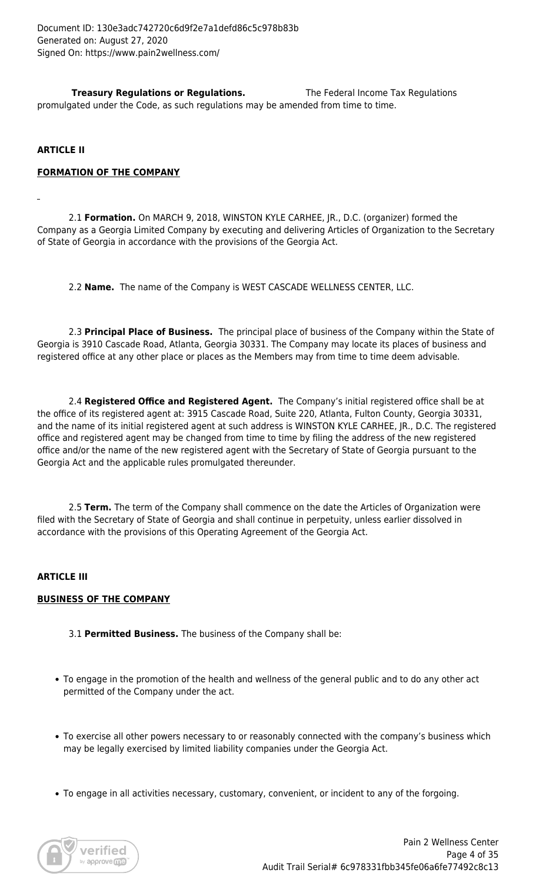**Treasury Regulations or Regulations.** The Federal Income Tax Regulations promulgated under the Code, as such regulations may be amended from time to time.

**ARTICLE II**

**FORMATION OF THE COMPANY**

2.1 **Formation.** On MARCH 9, 2018, WINSTON KYLE CARHEE, JR., D.C. (organizer) formed the Company as a Georgia Limited Company by executing and delivering Articles of Organization to the Secretary of State of Georgia in accordance with the provisions of the Georgia Act.

2.2 **Name.** The name of the Company is WEST CASCADE WELLNESS CENTER, LLC.

2.3 **Principal Place of Business.** The principal place of business of the Company within the State of Georgia is 3910 Cascade Road, Atlanta, Georgia 30331. The Company may locate its places of business and registered office at any other place or places as the Members may from time to time deem advisable.

2.4 **Registered Office and Registered Agent.** The Company's initial registered office shall be at the office of its registered agent at: 3915 Cascade Road, Suite 220, Atlanta, Fulton County, Georgia 30331, and the name of its initial registered agent at such address is WINSTON KYLE CARHEE, JR., D.C. The registered office and registered agent may be changed from time to time by filing the address of the new registered office and/or the name of the new registered agent with the Secretary of State of Georgia pursuant to the Georgia Act and the applicable rules promulgated thereunder.

2.5 **Term.** The term of the Company shall commence on the date the Articles of Organization were filed with the Secretary of State of Georgia and shall continue in perpetuity, unless earlier dissolved in accordance with the provisions of this Operating Agreement of the Georgia Act.

**ARTICLE III**

**BUSINESS OF THE COMPANY**

3.1 **Permitted Business.** The business of the Company shall be:

- To engage in the promotion of the health and wellness of the general public and to do any other act permitted of the Company under the act.
- To exercise all other powers necessary to or reasonably connected with the company's business which may be legally exercised by limited liability companies under the Georgia Act.
- To engage in all activities necessary, customary, convenient, or incident to any of the forgoing.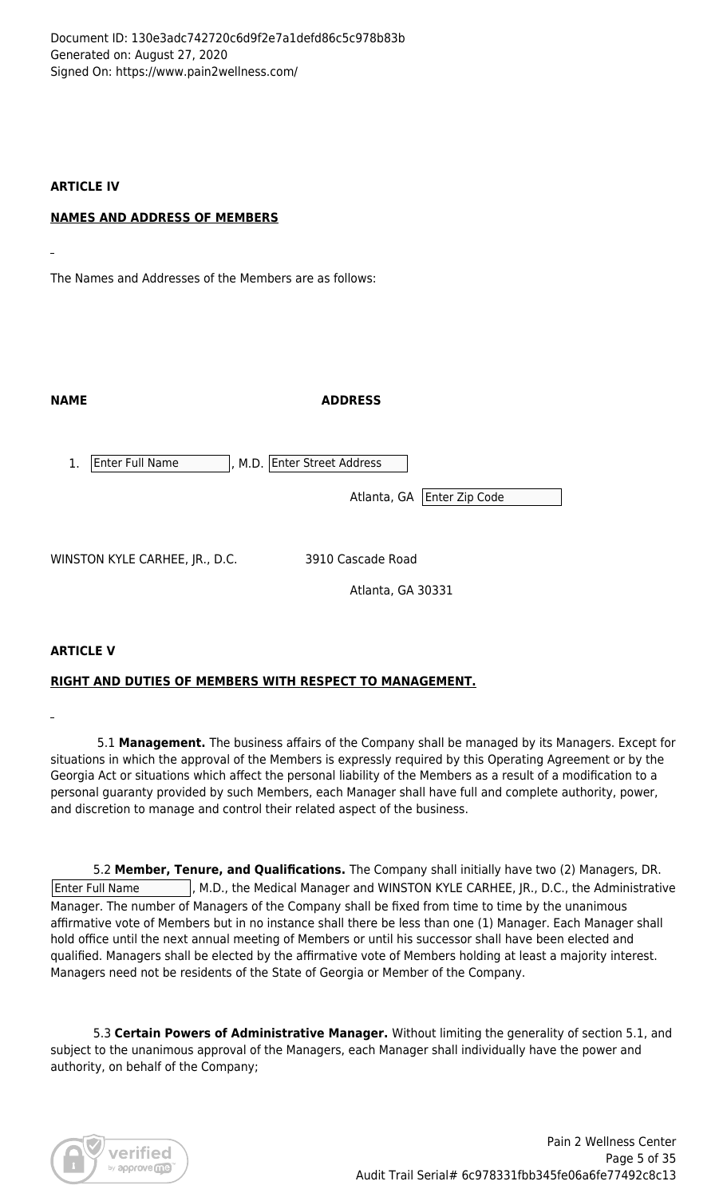**ARTICLE IV**

**NAMES AND ADDRESS OF MEMBERS**

The Names and Addresses of the Members are as follows:

| NAME | ADDRESS |
| --- | --- |
| 1. Enter Full Name, M.D. | Enter Street Address<br>Atlanta, GA Enter Zip Code |
| WINSTON KYLE CARHEE, JR., D.C. | 3910 Cascade Road<br>Atlanta, GA 30331 |

**ARTICLE V**

**RIGHT AND DUTIES OF MEMBERS WITH RESPECT TO MANAGEMENT.**

5.1 **Management.** The business affairs of the Company shall be managed by its Managers. Except for situations in which the approval of the Members is expressly required by this Operating Agreement or by the Georgia Act or situations which affect the personal liability of the Members as a result of a modification to a personal guaranty provided by such Members, each Manager shall have full and complete authority, power, and discretion to manage and control their related aspect of the business.

5.2 **Member, Tenure, and Qualifications.** The Company shall initially have two (2) Managers, DR. Enter Full Name, M.D., the Medical Manager and WINSTON KYLE CARHEE, JR., D.C., the Administrative Manager. The number of Managers of the Company shall be fixed from time to time by the unanimous affirmative vote of Members but in no instance shall there be less than one (1) Manager. Each Manager shall hold office until the next annual meeting of Members or until his successor shall have been elected and qualified. Managers shall be elected by the affirmative vote of Members holding at least a majority interest. Managers need not be residents of the State of Georgia or Member of the Company.

5.3 **Certain Powers of Administrative Manager.** Without limiting the generality of section 5.1, and subject to the unanimous approval of the Managers, each Manager shall individually have the power and authority, on behalf of the Company;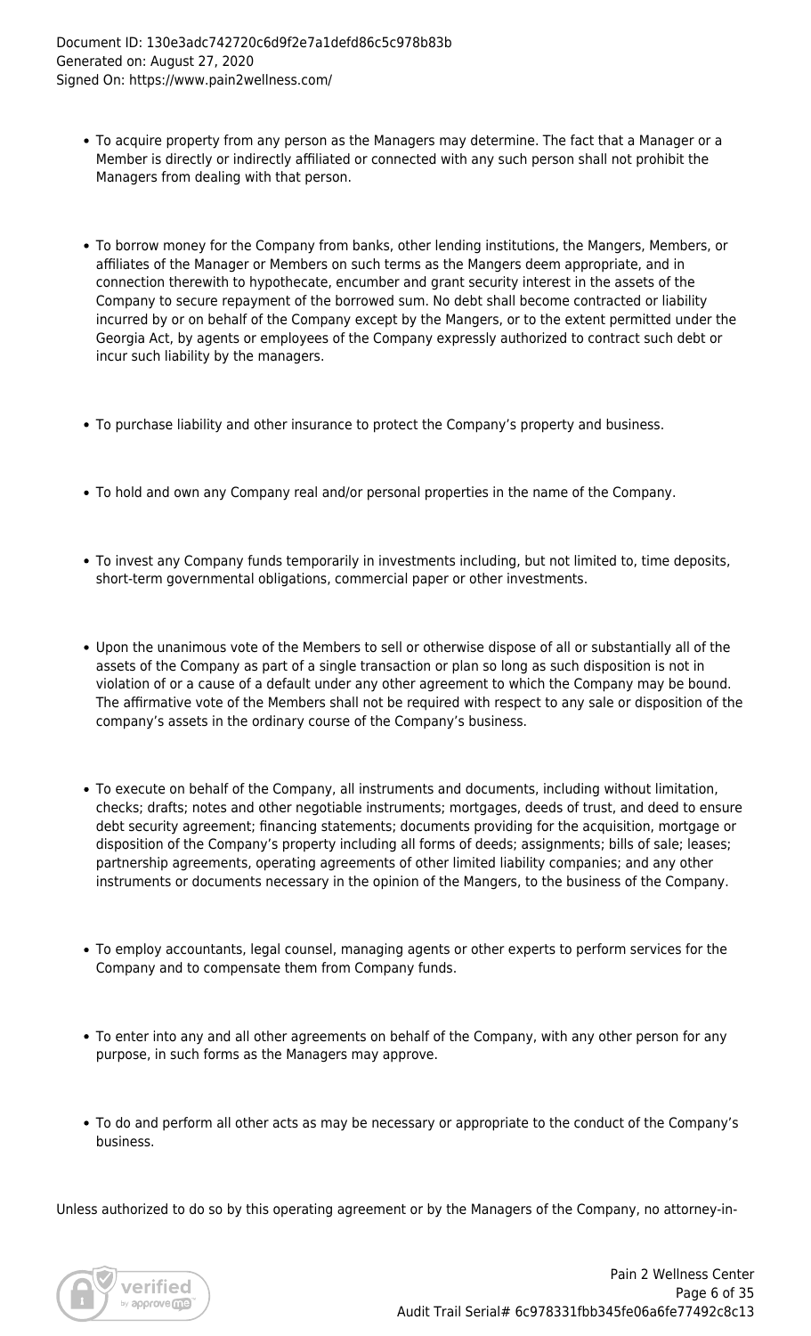- To acquire property from any person as the Managers may determine. The fact that a Manager or a Member is directly or indirectly affiliated or connected with any such person shall not prohibit the Managers from dealing with that person.

- To borrow money for the Company from banks, other lending institutions, the Mangers, Members, or affiliates of the Manager or Members on such terms as the Mangers deem appropriate, and in connection therewith to hypothecate, encumber and grant security interest in the assets of the Company to secure repayment of the borrowed sum. No debt shall become contracted or liability incurred by or on behalf of the Company except by the Mangers, or to the extent permitted under the Georgia Act, by agents or employees of the Company expressly authorized to contract such debt or incur such liability by the managers.

- To purchase liability and other insurance to protect the Company's property and business.

- To hold and own any Company real and/or personal properties in the name of the Company.

- To invest any Company funds temporarily in investments including, but not limited to, time deposits, short-term governmental obligations, commercial paper or other investments.

- Upon the unanimous vote of the Members to sell or otherwise dispose of all or substantially all of the assets of the Company as part of a single transaction or plan so long as such disposition is not in violation of or a cause of a default under any other agreement to which the Company may be bound. The affirmative vote of the Members shall not be required with respect to any sale or disposition of the company's assets in the ordinary course of the Company's business.

- To execute on behalf of the Company, all instruments and documents, including without limitation, checks; drafts; notes and other negotiable instruments; mortgages, deeds of trust, and deed to ensure debt security agreement; financing statements; documents providing for the acquisition, mortgage or disposition of the Company's property including all forms of deeds; assignments; bills of sale; leases; partnership agreements, operating agreements of other limited liability companies; and any other instruments or documents necessary in the opinion of the Mangers, to the business of the Company.

- To employ accountants, legal counsel, managing agents or other experts to perform services for the Company and to compensate them from Company funds.

- To enter into any and all other agreements on behalf of the Company, with any other person for any purpose, in such forms as the Managers may approve.

- To do and perform all other acts as may be necessary or appropriate to the conduct of the Company's business.

Unless authorized to do so by this operating agreement or by the Managers of the Company, no attorney-in-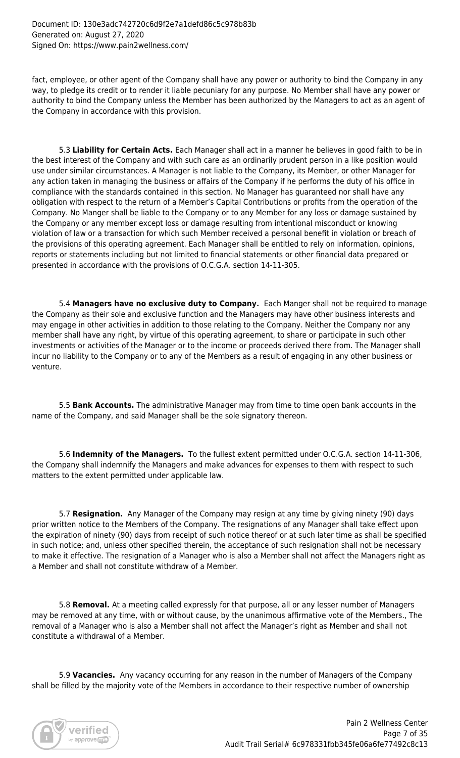fact, employee, or other agent of the Company shall have any power or authority to bind the Company in any way, to pledge its credit or to render it liable pecuniary for any purpose. No Member shall have any power or authority to bind the Company unless the Member has been authorized by the Managers to act as an agent of the Company in accordance with this provision.

5.3 **Liability for Certain Acts.** Each Manager shall act in a manner he believes in good faith to be in the best interest of the Company and with such care as an ordinarily prudent person in a like position would use under similar circumstances. A Manager is not liable to the Company, its Member, or other Manager for any action taken in managing the business or affairs of the Company if he performs the duty of his office in compliance with the standards contained in this section. No Manager has guaranteed nor shall have any obligation with respect to the return of a Member's Capital Contributions or profits from the operation of the Company. No Manger shall be liable to the Company or to any Member for any loss or damage sustained by the Company or any member except loss or damage resulting from intentional misconduct or knowing violation of law or a transaction for which such Member received a personal benefit in violation or breach of the provisions of this operating agreement. Each Manager shall be entitled to rely on information, opinions, reports or statements including but not limited to financial statements or other financial data prepared or presented in accordance with the provisions of O.C.G.A. section 14-11-305.

5.4 **Managers have no exclusive duty to Company.** Each Manger shall not be required to manage the Company as their sole and exclusive function and the Managers may have other business interests and may engage in other activities in addition to those relating to the Company. Neither the Company nor any member shall have any right, by virtue of this operating agreement, to share or participate in such other investments or activities of the Manager or to the income or proceeds derived there from. The Manager shall incur no liability to the Company or to any of the Members as a result of engaging in any other business or venture.

5.5 **Bank Accounts.** The administrative Manager may from time to time open bank accounts in the name of the Company, and said Manager shall be the sole signatory thereon.

5.6 **Indemnity of the Managers.** To the fullest extent permitted under O.C.G.A. section 14-11-306, the Company shall indemnify the Managers and make advances for expenses to them with respect to such matters to the extent permitted under applicable law.

5.7 **Resignation.** Any Manager of the Company may resign at any time by giving ninety (90) days prior written notice to the Members of the Company. The resignations of any Manager shall take effect upon the expiration of ninety (90) days from receipt of such notice thereof or at such later time as shall be specified in such notice; and, unless other specified therein, the acceptance of such resignation shall not be necessary to make it effective. The resignation of a Manager who is also a Member shall not affect the Managers right as a Member and shall not constitute withdraw of a Member.

5.8 **Removal.** At a meeting called expressly for that purpose, all or any lesser number of Managers may be removed at any time, with or without cause, by the unanimous affirmative vote of the Members., The removal of a Manager who is also a Member shall not affect the Manager's right as Member and shall not constitute a withdrawal of a Member.

5.9 **Vacancies.** Any vacancy occurring for any reason in the number of Managers of the Company shall be filled by the majority vote of the Members in accordance to their respective number of ownership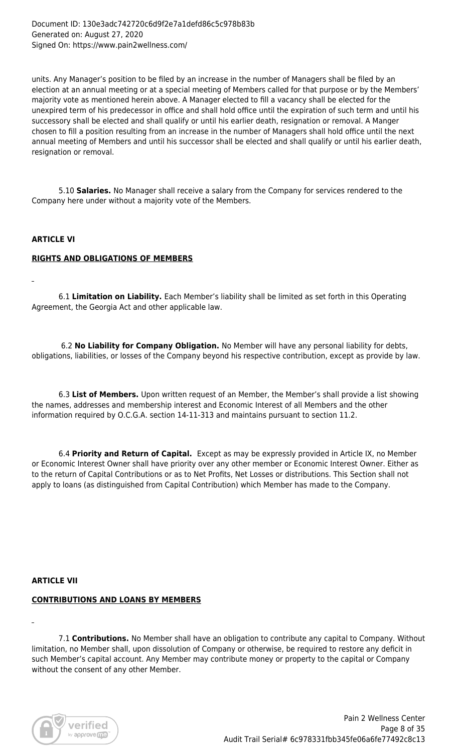units. Any Manager's position to be filed by an increase in the number of Managers shall be filed by an election at an annual meeting or at a special meeting of Members called for that purpose or by the Members' majority vote as mentioned herein above. A Manager elected to fill a vacancy shall be elected for the unexpired term of his predecessor in office and shall hold office until the expiration of such term and until his successory shall be elected and shall qualify or until his earlier death, resignation or removal. A Manger chosen to fill a position resulting from an increase in the number of Managers shall hold office until the next annual meeting of Members and until his successor shall be elected and shall qualify or until his earlier death, resignation or removal.

5.10 **Salaries.** No Manager shall receive a salary from the Company for services rendered to the Company here under without a majority vote of the Members.

**ARTICLE VI**

**RIGHTS AND OBLIGATIONS OF MEMBERS**

6.1 **Limitation on Liability.** Each Member's liability shall be limited as set forth in this Operating Agreement, the Georgia Act and other applicable law.

6.2 **No Liability for Company Obligation.** No Member will have any personal liability for debts, obligations, liabilities, or losses of the Company beyond his respective contribution, except as provide by law.

6.3 **List of Members.** Upon written request of an Member, the Member's shall provide a list showing the names, addresses and membership interest and Economic Interest of all Members and the other information required by O.C.G.A. section 14-11-313 and maintains pursuant to section 11.2.

6.4 **Priority and Return of Capital.** Except as may be expressly provided in Article IX, no Member or Economic Interest Owner shall have priority over any other member or Economic Interest Owner. Either as to the return of Capital Contributions or as to Net Profits, Net Losses or distributions. This Section shall not apply to loans (as distinguished from Capital Contribution) which Member has made to the Company.

**ARTICLE VII**

**CONTRIBUTIONS AND LOANS BY MEMBERS**

7.1 **Contributions.** No Member shall have an obligation to contribute any capital to Company. Without limitation, no Member shall, upon dissolution of Company or otherwise, be required to restore any deficit in such Member's capital account. Any Member may contribute money or property to the capital or Company without the consent of any other Member.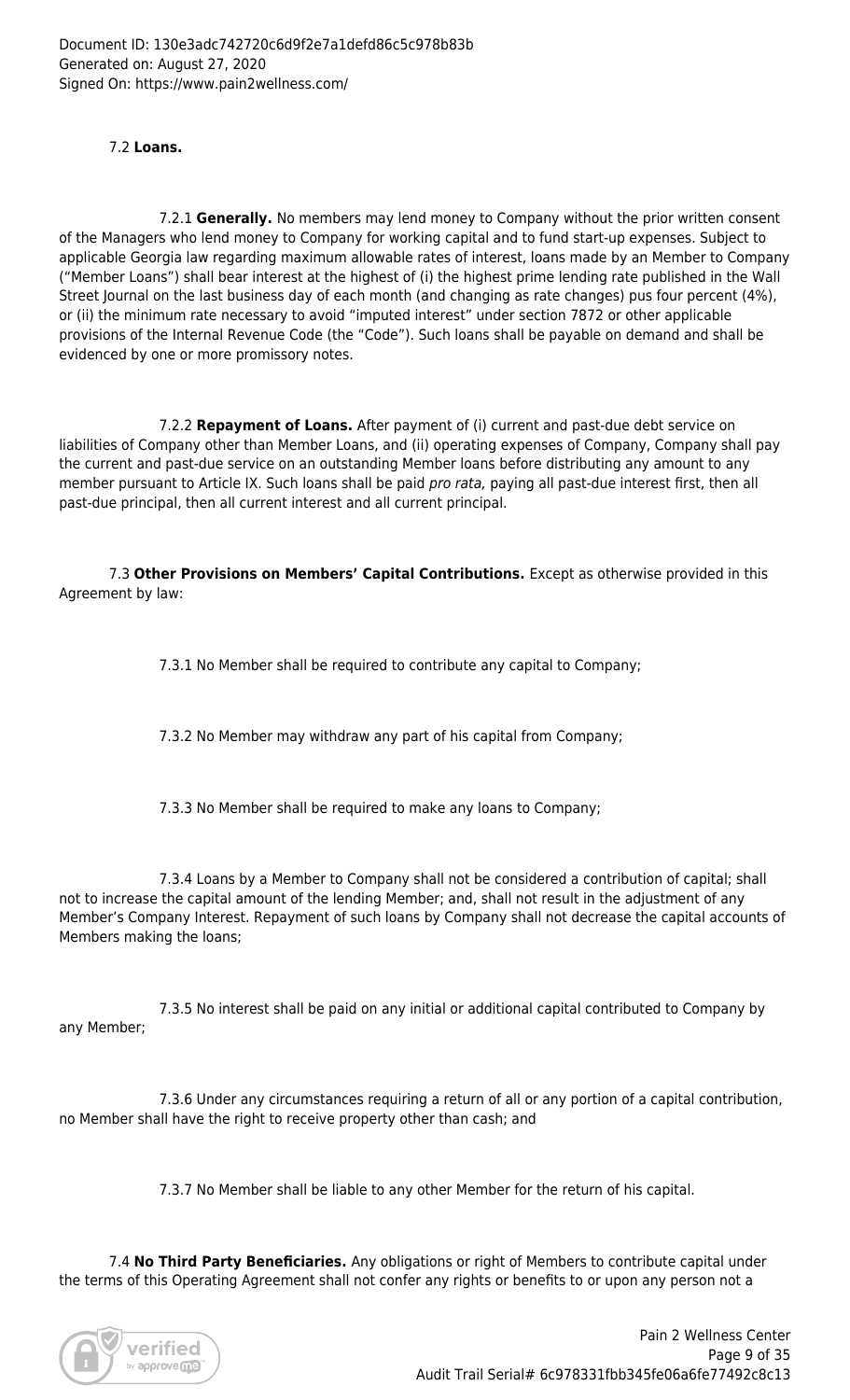7.2 **Loans.**

7.2.1 **Generally.** No members may lend money to Company without the prior written consent of the Managers who lend money to Company for working capital and to fund start-up expenses. Subject to applicable Georgia law regarding maximum allowable rates of interest, loans made by an Member to Company ("Member Loans") shall bear interest at the highest of (i) the highest prime lending rate published in the Wall Street Journal on the last business day of each month (and changing as rate changes) pus four percent (4%), or (ii) the minimum rate necessary to avoid "imputed interest" under section 7872 or other applicable provisions of the Internal Revenue Code (the "Code"). Such loans shall be payable on demand and shall be evidenced by one or more promissory notes.

7.2.2 **Repayment of Loans.** After payment of (i) current and past-due debt service on liabilities of Company other than Member Loans, and (ii) operating expenses of Company, Company shall pay the current and past-due service on an outstanding Member loans before distributing any amount to any member pursuant to Article IX. Such loans shall be paid *pro rata,* paying all past-due interest first, then all past-due principal, then all current interest and all current principal.

7.3 **Other Provisions on Members' Capital Contributions.** Except as otherwise provided in this Agreement by law:

7.3.1 No Member shall be required to contribute any capital to Company;

7.3.2 No Member may withdraw any part of his capital from Company;

7.3.3 No Member shall be required to make any loans to Company;

7.3.4 Loans by a Member to Company shall not be considered a contribution of capital; shall not to increase the capital amount of the lending Member; and, shall not result in the adjustment of any Member's Company Interest. Repayment of such loans by Company shall not decrease the capital accounts of Members making the loans;

7.3.5 No interest shall be paid on any initial or additional capital contributed to Company by any Member;

7.3.6 Under any circumstances requiring a return of all or any portion of a capital contribution, no Member shall have the right to receive property other than cash; and

7.3.7 No Member shall be liable to any other Member for the return of his capital.

7.4 **No Third Party Beneficiaries.** Any obligations or right of Members to contribute capital under the terms of this Operating Agreement shall not confer any rights or benefits to or upon any person not a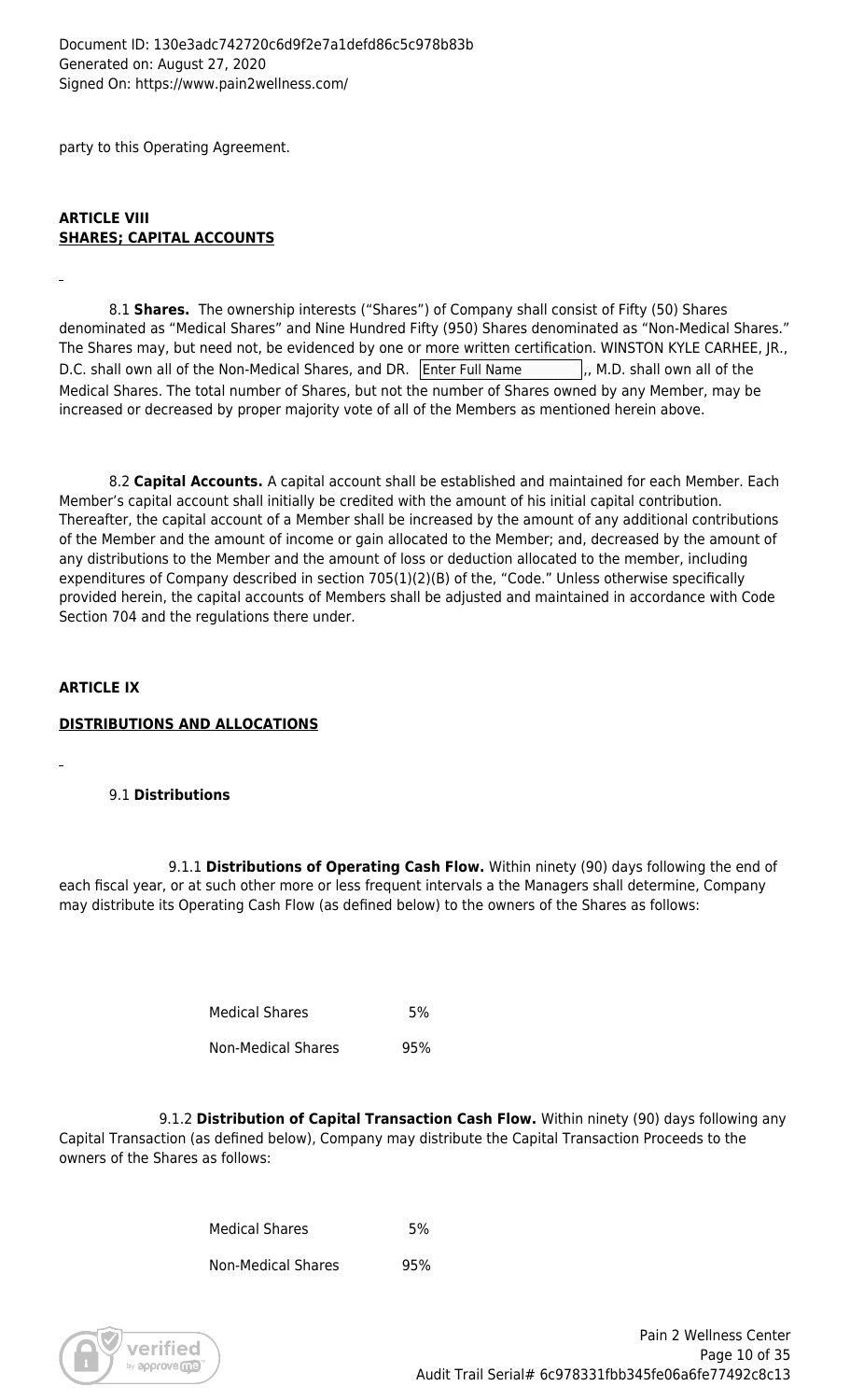party to this Operating Agreement.

**ARTICLE VIII**
**SHARES; CAPITAL ACCOUNTS**

8.1 **Shares.** The ownership interests ("Shares") of Company shall consist of Fifty (50) Shares denominated as "Medical Shares" and Nine Hundred Fifty (950) Shares denominated as "Non-Medical Shares." The Shares may, but need not, be evidenced by one or more written certification. WINSTON KYLE CARHEE, JR., D.C. shall own all of the Non-Medical Shares, and DR. Enter Full Name ,, M.D. shall own all of the Medical Shares. The total number of Shares, but not the number of Shares owned by any Member, may be increased or decreased by proper majority vote of all of the Members as mentioned herein above.

8.2 **Capital Accounts.** A capital account shall be established and maintained for each Member. Each Member's capital account shall initially be credited with the amount of his initial capital contribution. Thereafter, the capital account of a Member shall be increased by the amount of any additional contributions of the Member and the amount of income or gain allocated to the Member; and, decreased by the amount of any distributions to the Member and the amount of loss or deduction allocated to the member, including expenditures of Company described in section 705(1)(2)(B) of the, "Code." Unless otherwise specifically provided herein, the capital accounts of Members shall be adjusted and maintained in accordance with Code Section 704 and the regulations there under.

**ARTICLE IX**

**DISTRIBUTIONS AND ALLOCATIONS**

9.1 **Distributions**

9.1.1 **Distributions of Operating Cash Flow.** Within ninety (90) days following the end of each fiscal year, or at such other more or less frequent intervals a the Managers shall determine, Company may distribute its Operating Cash Flow (as defined below) to the owners of the Shares as follows:

| | |
|---|---|
| Medical Shares | 5% |
| Non-Medical Shares | 95% |

9.1.2 **Distribution of Capital Transaction Cash Flow.** Within ninety (90) days following any Capital Transaction (as defined below), Company may distribute the Capital Transaction Proceeds to the owners of the Shares as follows:

| | |
|---|---|
| Medical Shares | 5% |
| Non-Medical Shares | 95% |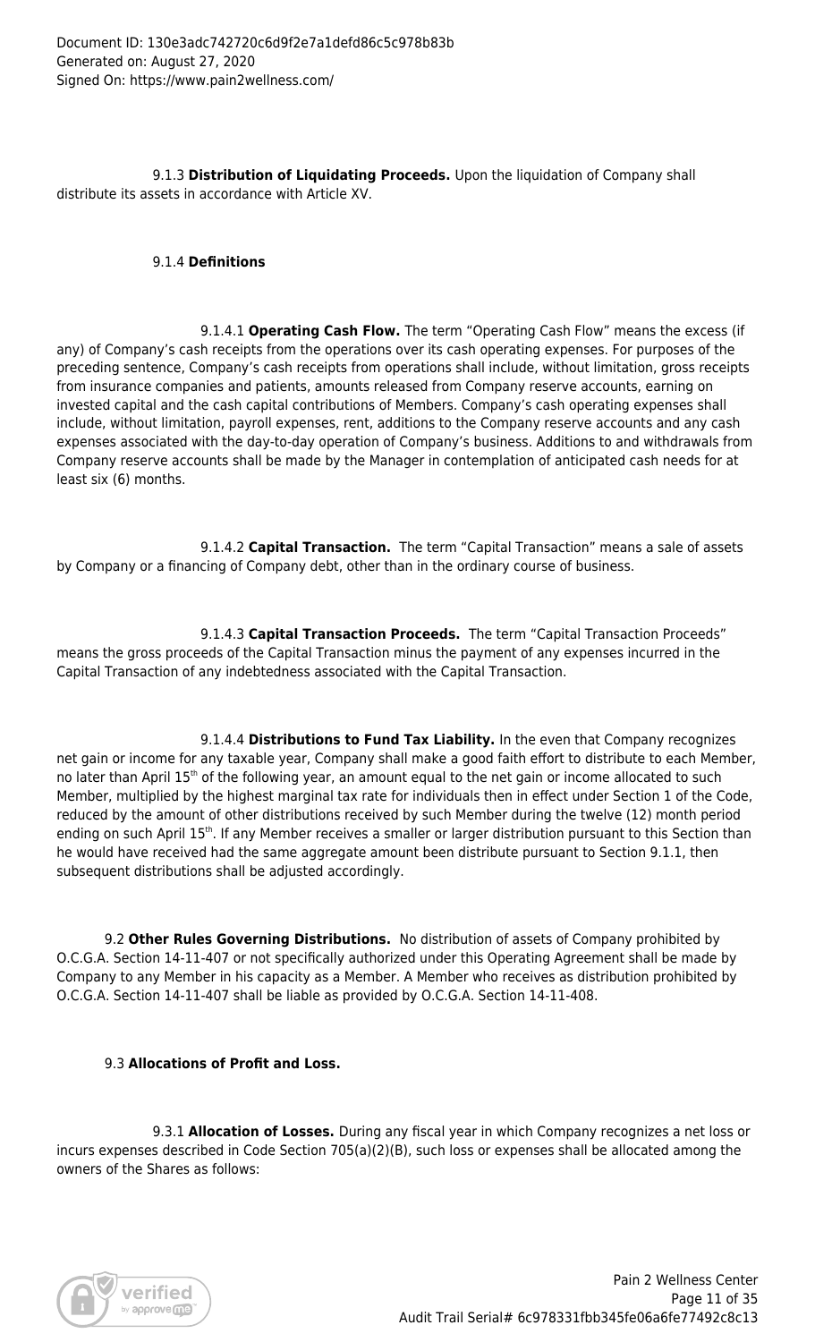9.1.3 **Distribution of Liquidating Proceeds.** Upon the liquidation of Company shall distribute its assets in accordance with Article XV.

9.1.4 **Definitions**

9.1.4.1 **Operating Cash Flow.** The term "Operating Cash Flow" means the excess (if any) of Company's cash receipts from the operations over its cash operating expenses. For purposes of the preceding sentence, Company's cash receipts from operations shall include, without limitation, gross receipts from insurance companies and patients, amounts released from Company reserve accounts, earning on invested capital and the cash capital contributions of Members. Company's cash operating expenses shall include, without limitation, payroll expenses, rent, additions to the Company reserve accounts and any cash expenses associated with the day-to-day operation of Company's business. Additions to and withdrawals from Company reserve accounts shall be made by the Manager in contemplation of anticipated cash needs for at least six (6) months.

9.1.4.2 **Capital Transaction.** The term "Capital Transaction" means a sale of assets by Company or a financing of Company debt, other than in the ordinary course of business.

9.1.4.3 **Capital Transaction Proceeds.** The term "Capital Transaction Proceeds" means the gross proceeds of the Capital Transaction minus the payment of any expenses incurred in the Capital Transaction of any indebtedness associated with the Capital Transaction.

9.1.4.4 **Distributions to Fund Tax Liability.** In the even that Company recognizes net gain or income for any taxable year, Company shall make a good faith effort to distribute to each Member, no later than April 15th of the following year, an amount equal to the net gain or income allocated to such Member, multiplied by the highest marginal tax rate for individuals then in effect under Section 1 of the Code, reduced by the amount of other distributions received by such Member during the twelve (12) month period ending on such April 15th. If any Member receives a smaller or larger distribution pursuant to this Section than he would have received had the same aggregate amount been distribute pursuant to Section 9.1.1, then subsequent distributions shall be adjusted accordingly.

9.2 **Other Rules Governing Distributions.** No distribution of assets of Company prohibited by O.C.G.A. Section 14-11-407 or not specifically authorized under this Operating Agreement shall be made by Company to any Member in his capacity as a Member. A Member who receives as distribution prohibited by O.C.G.A. Section 14-11-407 shall be liable as provided by O.C.G.A. Section 14-11-408.

9.3 **Allocations of Profit and Loss.**

9.3.1 **Allocation of Losses.** During any fiscal year in which Company recognizes a net loss or incurs expenses described in Code Section 705(a)(2)(B), such loss or expenses shall be allocated among the owners of the Shares as follows: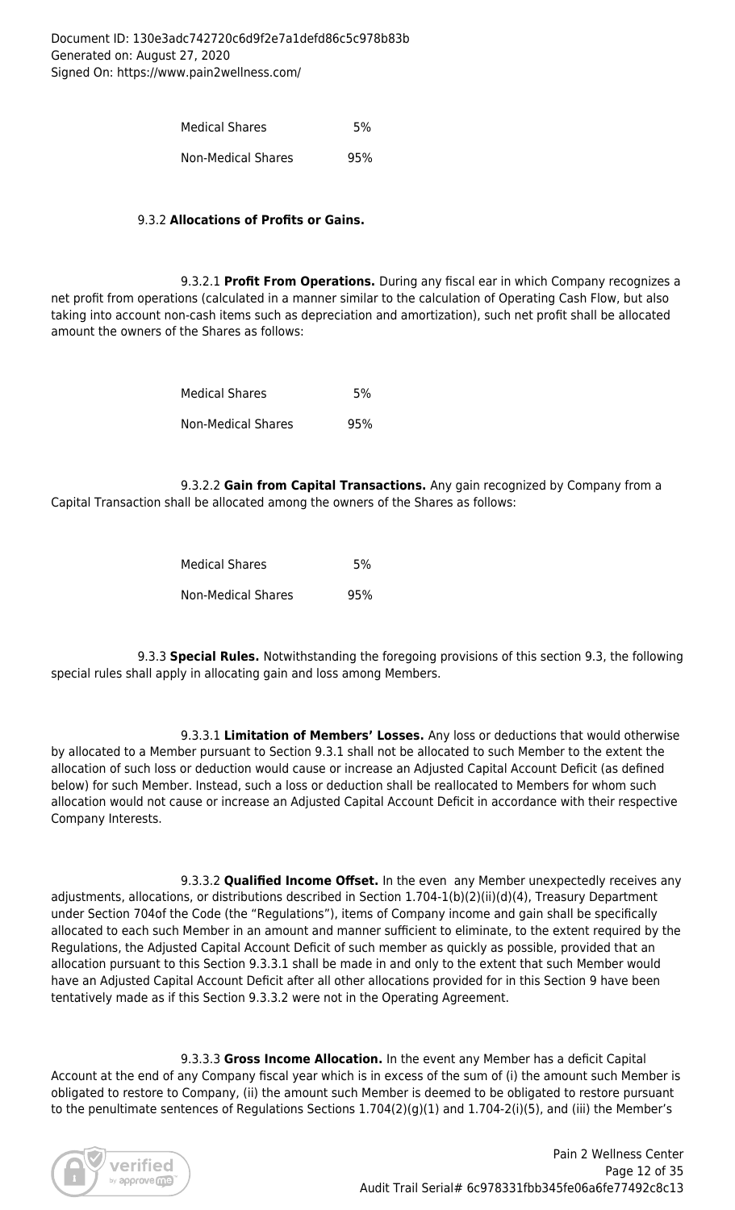| Medical Shares | 5% |
|---|---|
| Non-Medical Shares | 95% |

9.3.2 **Allocations of Profits or Gains.**

9.3.2.1 **Profit From Operations.** During any fiscal ear in which Company recognizes a net profit from operations (calculated in a manner similar to the calculation of Operating Cash Flow, but also taking into account non-cash items such as depreciation and amortization), such net profit shall be allocated amount the owners of the Shares as follows:

| Medical Shares | 5% |
|---|---|
| Non-Medical Shares | 95% |

9.3.2.2 **Gain from Capital Transactions.** Any gain recognized by Company from a Capital Transaction shall be allocated among the owners of the Shares as follows:

| Medical Shares | 5% |
|---|---|
| Non-Medical Shares | 95% |

9.3.3 **Special Rules.** Notwithstanding the foregoing provisions of this section 9.3, the following special rules shall apply in allocating gain and loss among Members.

9.3.3.1 **Limitation of Members' Losses.** Any loss or deductions that would otherwise by allocated to a Member pursuant to Section 9.3.1 shall not be allocated to such Member to the extent the allocation of such loss or deduction would cause or increase an Adjusted Capital Account Deficit (as defined below) for such Member. Instead, such a loss or deduction shall be reallocated to Members for whom such allocation would not cause or increase an Adjusted Capital Account Deficit in accordance with their respective Company Interests.

9.3.3.2 **Qualified Income Offset.** In the even any Member unexpectedly receives any adjustments, allocations, or distributions described in Section 1.704-1(b)(2)(ii)(d)(4), Treasury Department under Section 704of the Code (the "Regulations"), items of Company income and gain shall be specifically allocated to each such Member in an amount and manner sufficient to eliminate, to the extent required by the Regulations, the Adjusted Capital Account Deficit of such member as quickly as possible, provided that an allocation pursuant to this Section 9.3.3.1 shall be made in and only to the extent that such Member would have an Adjusted Capital Account Deficit after all other allocations provided for in this Section 9 have been tentatively made as if this Section 9.3.3.2 were not in the Operating Agreement.

9.3.3.3 **Gross Income Allocation.** In the event any Member has a deficit Capital Account at the end of any Company fiscal year which is in excess of the sum of (i) the amount such Member is obligated to restore to Company, (ii) the amount such Member is deemed to be obligated to restore pursuant to the penultimate sentences of Regulations Sections 1.704(2)(g)(1) and 1.704-2(i)(5), and (iii) the Member's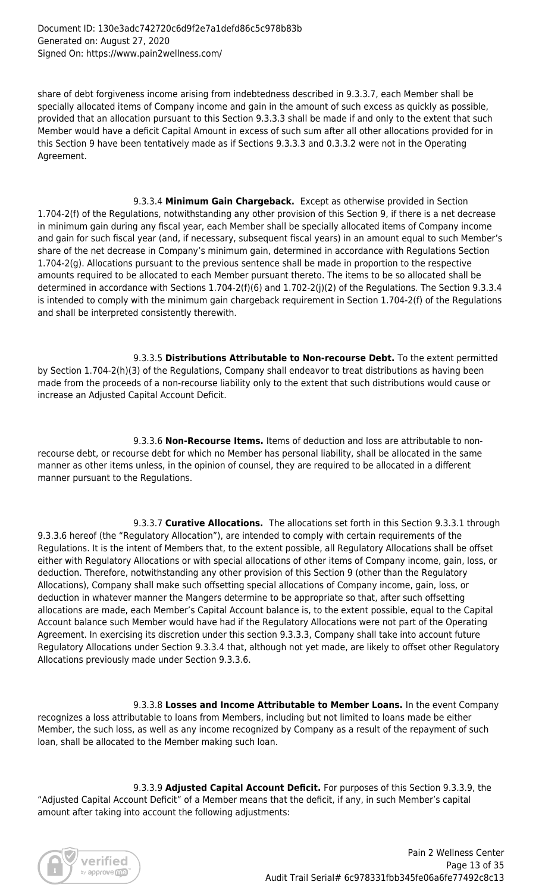share of debt forgiveness income arising from indebtedness described in 9.3.3.7, each Member shall be specially allocated items of Company income and gain in the amount of such excess as quickly as possible, provided that an allocation pursuant to this Section 9.3.3.3 shall be made if and only to the extent that such Member would have a deficit Capital Amount in excess of such sum after all other allocations provided for in this Section 9 have been tentatively made as if Sections 9.3.3.3 and 0.3.3.2 were not in the Operating Agreement.

9.3.3.4 **Minimum Gain Chargeback.** Except as otherwise provided in Section 1.704-2(f) of the Regulations, notwithstanding any other provision of this Section 9, if there is a net decrease in minimum gain during any fiscal year, each Member shall be specially allocated items of Company income and gain for such fiscal year (and, if necessary, subsequent fiscal years) in an amount equal to such Member's share of the net decrease in Company's minimum gain, determined in accordance with Regulations Section 1.704-2(g). Allocations pursuant to the previous sentence shall be made in proportion to the respective amounts required to be allocated to each Member pursuant thereto. The items to be so allocated shall be determined in accordance with Sections 1.704-2(f)(6) and 1.702-2(j)(2) of the Regulations. The Section 9.3.3.4 is intended to comply with the minimum gain chargeback requirement in Section 1.704-2(f) of the Regulations and shall be interpreted consistently therewith.

9.3.3.5 **Distributions Attributable to Non-recourse Debt.** To the extent permitted by Section 1.704-2(h)(3) of the Regulations, Company shall endeavor to treat distributions as having been made from the proceeds of a non-recourse liability only to the extent that such distributions would cause or increase an Adjusted Capital Account Deficit.

9.3.3.6 **Non-Recourse Items.** Items of deduction and loss are attributable to non-recourse debt, or recourse debt for which no Member has personal liability, shall be allocated in the same manner as other items unless, in the opinion of counsel, they are required to be allocated in a different manner pursuant to the Regulations.

9.3.3.7 **Curative Allocations.** The allocations set forth in this Section 9.3.3.1 through 9.3.3.6 hereof (the "Regulatory Allocation"), are intended to comply with certain requirements of the Regulations. It is the intent of Members that, to the extent possible, all Regulatory Allocations shall be offset either with Regulatory Allocations or with special allocations of other items of Company income, gain, loss, or deduction. Therefore, notwithstanding any other provision of this Section 9 (other than the Regulatory Allocations), Company shall make such offsetting special allocations of Company income, gain, loss, or deduction in whatever manner the Mangers determine to be appropriate so that, after such offsetting allocations are made, each Member's Capital Account balance is, to the extent possible, equal to the Capital Account balance such Member would have had if the Regulatory Allocations were not part of the Operating Agreement. In exercising its discretion under this section 9.3.3.3, Company shall take into account future Regulatory Allocations under Section 9.3.3.4 that, although not yet made, are likely to offset other Regulatory Allocations previously made under Section 9.3.3.6.

9.3.3.8 **Losses and Income Attributable to Member Loans.** In the event Company recognizes a loss attributable to loans from Members, including but not limited to loans made be either Member, the such loss, as well as any income recognized by Company as a result of the repayment of such loan, shall be allocated to the Member making such loan.

9.3.3.9 **Adjusted Capital Account Deficit.** For purposes of this Section 9.3.3.9, the "Adjusted Capital Account Deficit" of a Member means that the deficit, if any, in such Member's capital amount after taking into account the following adjustments: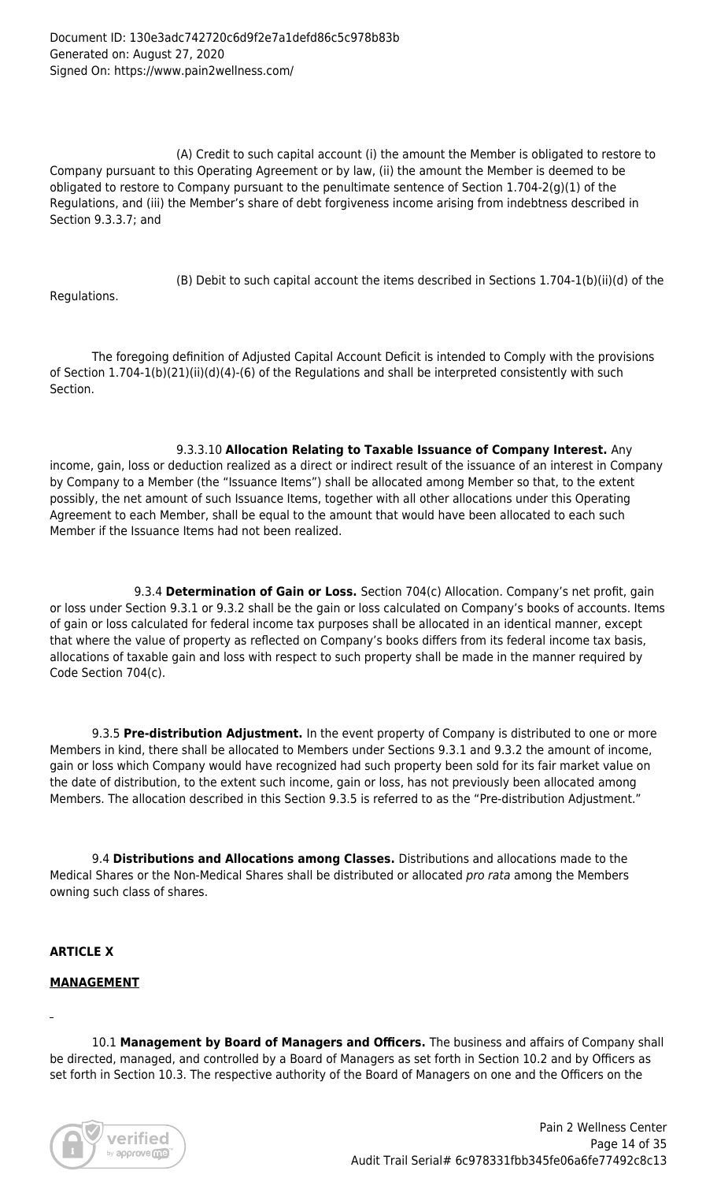(A) Credit to such capital account (i) the amount the Member is obligated to restore to Company pursuant to this Operating Agreement or by law, (ii) the amount the Member is deemed to be obligated to restore to Company pursuant to the penultimate sentence of Section 1.704-2(g)(1) of the Regulations, and (iii) the Member's share of debt forgiveness income arising from indebtness described in Section 9.3.3.7; and

(B) Debit to such capital account the items described in Sections 1.704-1(b)(ii)(d) of the Regulations.

The foregoing definition of Adjusted Capital Account Deficit is intended to Comply with the provisions of Section 1.704-1(b)(21)(ii)(d)(4)-(6) of the Regulations and shall be interpreted consistently with such Section.

9.3.3.10 **Allocation Relating to Taxable Issuance of Company Interest.** Any income, gain, loss or deduction realized as a direct or indirect result of the issuance of an interest in Company by Company to a Member (the "Issuance Items") shall be allocated among Member so that, to the extent possibly, the net amount of such Issuance Items, together with all other allocations under this Operating Agreement to each Member, shall be equal to the amount that would have been allocated to each such Member if the Issuance Items had not been realized.

9.3.4 **Determination of Gain or Loss.** Section 704(c) Allocation. Company's net profit, gain or loss under Section 9.3.1 or 9.3.2 shall be the gain or loss calculated on Company's books of accounts. Items of gain or loss calculated for federal income tax purposes shall be allocated in an identical manner, except that where the value of property as reflected on Company's books differs from its federal income tax basis, allocations of taxable gain and loss with respect to such property shall be made in the manner required by Code Section 704(c).

9.3.5 **Pre-distribution Adjustment.** In the event property of Company is distributed to one or more Members in kind, there shall be allocated to Members under Sections 9.3.1 and 9.3.2 the amount of income, gain or loss which Company would have recognized had such property been sold for its fair market value on the date of distribution, to the extent such income, gain or loss, has not previously been allocated among Members. The allocation described in this Section 9.3.5 is referred to as the "Pre-distribution Adjustment."

9.4 **Distributions and Allocations among Classes.** Distributions and allocations made to the Medical Shares or the Non-Medical Shares shall be distributed or allocated *pro rata* among the Members owning such class of shares.

## ARTICLE X

## MANAGEMENT

10.1 **Management by Board of Managers and Officers.** The business and affairs of Company shall be directed, managed, and controlled by a Board of Managers as set forth in Section 10.2 and by Officers as set forth in Section 10.3. The respective authority of the Board of Managers on one and the Officers on the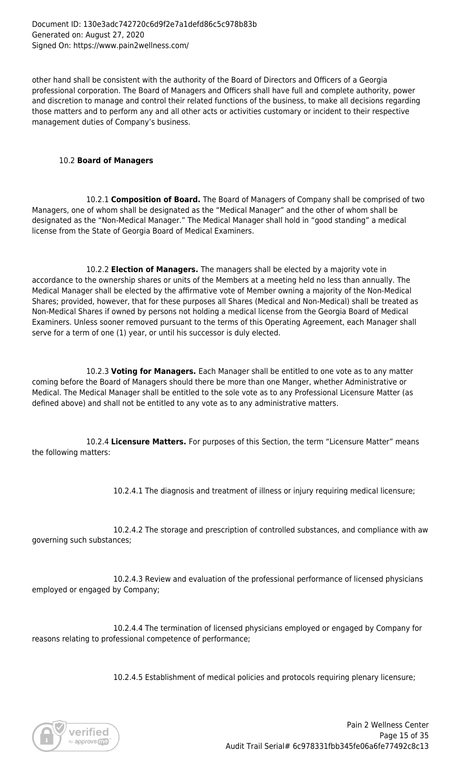other hand shall be consistent with the authority of the Board of Directors and Officers of a Georgia professional corporation. The Board of Managers and Officers shall have full and complete authority, power and discretion to manage and control their related functions of the business, to make all decisions regarding those matters and to perform any and all other acts or activities customary or incident to their respective management duties of Company's business.

10.2 **Board of Managers**

10.2.1 **Composition of Board.** The Board of Managers of Company shall be comprised of two Managers, one of whom shall be designated as the "Medical Manager" and the other of whom shall be designated as the "Non-Medical Manager." The Medical Manager shall hold in "good standing" a medical license from the State of Georgia Board of Medical Examiners.

10.2.2 **Election of Managers.** The managers shall be elected by a majority vote in accordance to the ownership shares or units of the Members at a meeting held no less than annually. The Medical Manager shall be elected by the affirmative vote of Member owning a majority of the Non-Medical Shares; provided, however, that for these purposes all Shares (Medical and Non-Medical) shall be treated as Non-Medical Shares if owned by persons not holding a medical license from the Georgia Board of Medical Examiners. Unless sooner removed pursuant to the terms of this Operating Agreement, each Manager shall serve for a term of one (1) year, or until his successor is duly elected.

10.2.3 **Voting for Managers.** Each Manager shall be entitled to one vote as to any matter coming before the Board of Managers should there be more than one Manger, whether Administrative or Medical. The Medical Manager shall be entitled to the sole vote as to any Professional Licensure Matter (as defined above) and shall not be entitled to any vote as to any administrative matters.

10.2.4 **Licensure Matters.** For purposes of this Section, the term "Licensure Matter" means the following matters:

10.2.4.1 The diagnosis and treatment of illness or injury requiring medical licensure;

10.2.4.2 The storage and prescription of controlled substances, and compliance with aw governing such substances;

10.2.4.3 Review and evaluation of the professional performance of licensed physicians employed or engaged by Company;

10.2.4.4 The termination of licensed physicians employed or engaged by Company for reasons relating to professional competence of performance;

10.2.4.5 Establishment of medical policies and protocols requiring plenary licensure;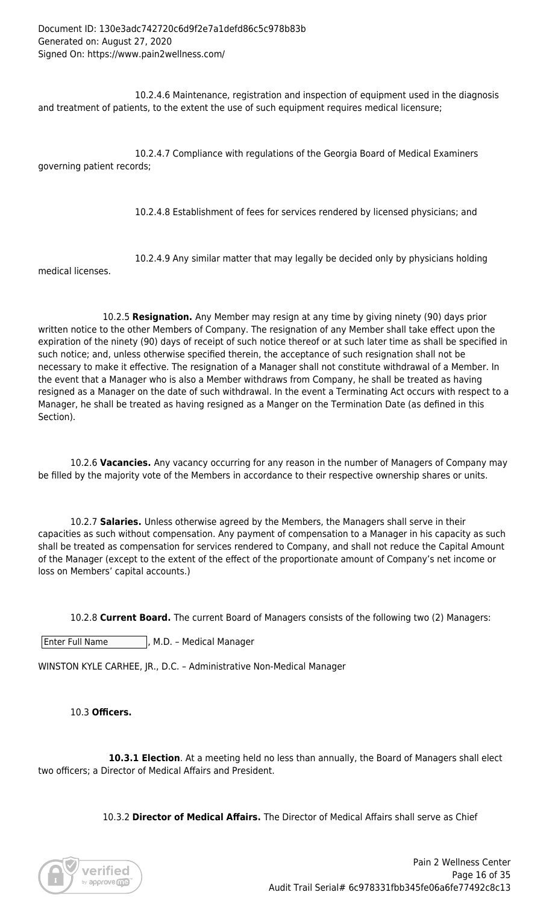10.2.4.6 Maintenance, registration and inspection of equipment used in the diagnosis and treatment of patients, to the extent the use of such equipment requires medical licensure;

10.2.4.7 Compliance with regulations of the Georgia Board of Medical Examiners governing patient records;

10.2.4.8 Establishment of fees for services rendered by licensed physicians; and

10.2.4.9 Any similar matter that may legally be decided only by physicians holding medical licenses.

10.2.5 **Resignation.** Any Member may resign at any time by giving ninety (90) days prior written notice to the other Members of Company. The resignation of any Member shall take effect upon the expiration of the ninety (90) days of receipt of such notice thereof or at such later time as shall be specified in such notice; and, unless otherwise specified therein, the acceptance of such resignation shall not be necessary to make it effective. The resignation of a Manager shall not constitute withdrawal of a Member. In the event that a Manager who is also a Member withdraws from Company, he shall be treated as having resigned as a Manager on the date of such withdrawal. In the event a Terminating Act occurs with respect to a Manager, he shall be treated as having resigned as a Manger on the Termination Date (as defined in this Section).

10.2.6 **Vacancies.** Any vacancy occurring for any reason in the number of Managers of Company may be filled by the majority vote of the Members in accordance to their respective ownership shares or units.

10.2.7 **Salaries.** Unless otherwise agreed by the Members, the Managers shall serve in their capacities as such without compensation. Any payment of compensation to a Manager in his capacity as such shall be treated as compensation for services rendered to Company, and shall not reduce the Capital Amount of the Manager (except to the extent of the effect of the proportionate amount of Company's net income or loss on Members' capital accounts.)

10.2.8 **Current Board.** The current Board of Managers consists of the following two (2) Managers:

[Enter Full Name], M.D. – Medical Manager

WINSTON KYLE CARHEE, JR., D.C. – Administrative Non-Medical Manager

10.3 **Officers.**

**10.3.1 Election**. At a meeting held no less than annually, the Board of Managers shall elect two officers; a Director of Medical Affairs and President.

10.3.2 **Director of Medical Affairs.** The Director of Medical Affairs shall serve as Chief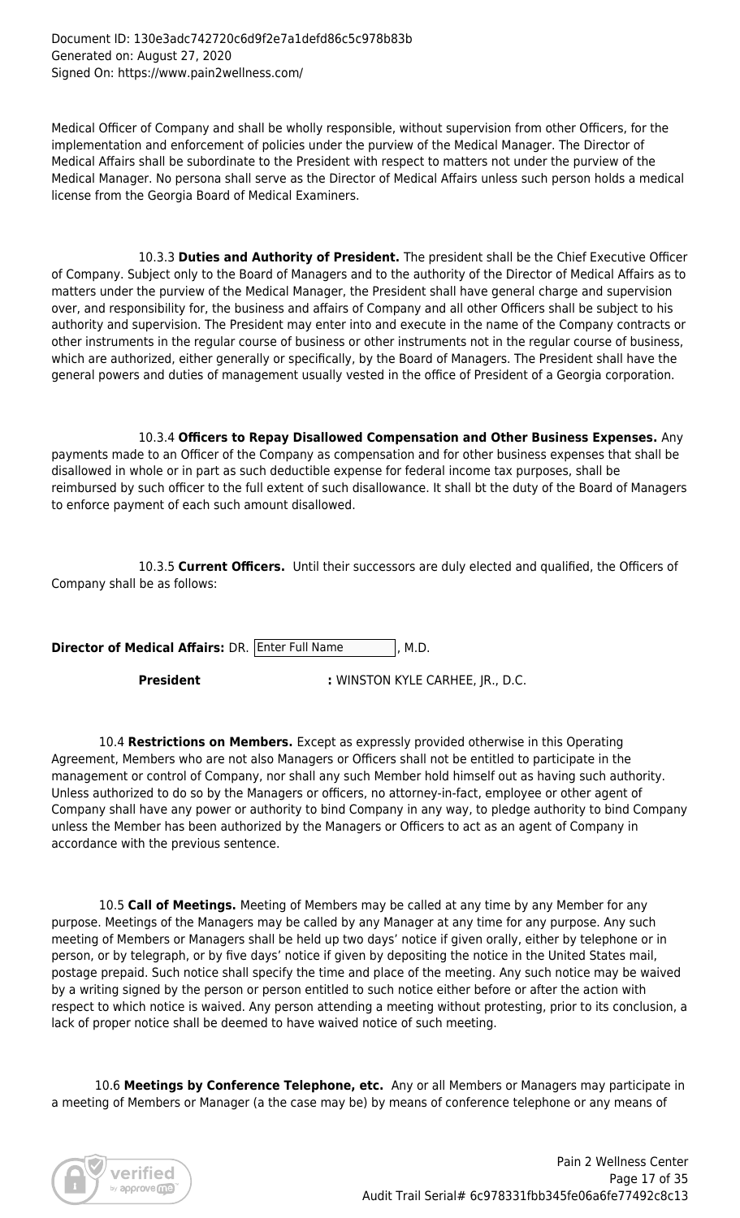Medical Officer of Company and shall be wholly responsible, without supervision from other Officers, for the implementation and enforcement of policies under the purview of the Medical Manager. The Director of Medical Affairs shall be subordinate to the President with respect to matters not under the purview of the Medical Manager. No persona shall serve as the Director of Medical Affairs unless such person holds a medical license from the Georgia Board of Medical Examiners.

10.3.3 **Duties and Authority of President.** The president shall be the Chief Executive Officer of Company. Subject only to the Board of Managers and to the authority of the Director of Medical Affairs as to matters under the purview of the Medical Manager, the President shall have general charge and supervision over, and responsibility for, the business and affairs of Company and all other Officers shall be subject to his authority and supervision. The President may enter into and execute in the name of the Company contracts or other instruments in the regular course of business or other instruments not in the regular course of business, which are authorized, either generally or specifically, by the Board of Managers. The President shall have the general powers and duties of management usually vested in the office of President of a Georgia corporation.

10.3.4 **Officers to Repay Disallowed Compensation and Other Business Expenses.** Any payments made to an Officer of the Company as compensation and for other business expenses that shall be disallowed in whole or in part as such deductible expense for federal income tax purposes, shall be reimbursed by such officer to the full extent of such disallowance. It shall bt the duty of the Board of Managers to enforce payment of each such amount disallowed.

10.3.5 **Current Officers.** Until their successors are duly elected and qualified, the Officers of Company shall be as follows:

**Director of Medical Affairs:** DR. [Enter Full Name], M.D.

**President** : WINSTON KYLE CARHEE, JR., D.C.

10.4 **Restrictions on Members.** Except as expressly provided otherwise in this Operating Agreement, Members who are not also Managers or Officers shall not be entitled to participate in the management or control of Company, nor shall any such Member hold himself out as having such authority. Unless authorized to do so by the Managers or officers, no attorney-in-fact, employee or other agent of Company shall have any power or authority to bind Company in any way, to pledge authority to bind Company unless the Member has been authorized by the Managers or Officers to act as an agent of Company in accordance with the previous sentence.

10.5 **Call of Meetings.** Meeting of Members may be called at any time by any Member for any purpose. Meetings of the Managers may be called by any Manager at any time for any purpose. Any such meeting of Members or Managers shall be held up two days' notice if given orally, either by telephone or in person, or by telegraph, or by five days' notice if given by depositing the notice in the United States mail, postage prepaid. Such notice shall specify the time and place of the meeting. Any such notice may be waived by a writing signed by the person or person entitled to such notice either before or after the action with respect to which notice is waived. Any person attending a meeting without protesting, prior to its conclusion, a lack of proper notice shall be deemed to have waived notice of such meeting.

10.6 **Meetings by Conference Telephone, etc.** Any or all Members or Managers may participate in a meeting of Members or Manager (a the case may be) by means of conference telephone or any means of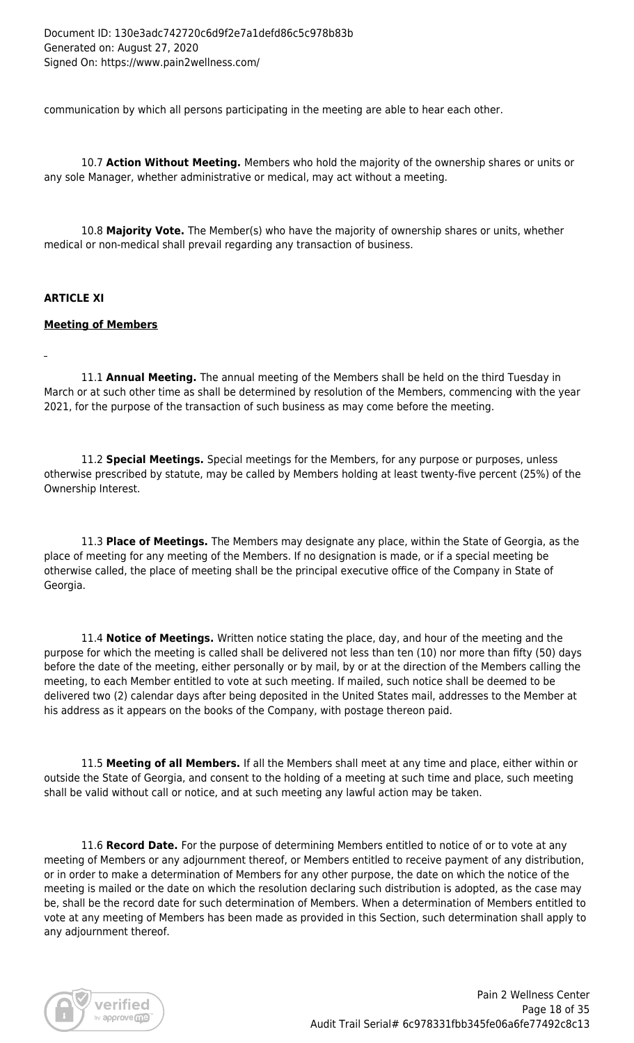communication by which all persons participating in the meeting are able to hear each other.

10.7 **Action Without Meeting.** Members who hold the majority of the ownership shares or units or any sole Manager, whether administrative or medical, may act without a meeting.

10.8 **Majority Vote.** The Member(s) who have the majority of ownership shares or units, whether medical or non-medical shall prevail regarding any transaction of business.

**ARTICLE XI**

**Meeting of Members**

11.1 **Annual Meeting.** The annual meeting of the Members shall be held on the third Tuesday in March or at such other time as shall be determined by resolution of the Members, commencing with the year 2021, for the purpose of the transaction of such business as may come before the meeting.

11.2 **Special Meetings.** Special meetings for the Members, for any purpose or purposes, unless otherwise prescribed by statute, may be called by Members holding at least twenty-five percent (25%) of the Ownership Interest.

11.3 **Place of Meetings.** The Members may designate any place, within the State of Georgia, as the place of meeting for any meeting of the Members. If no designation is made, or if a special meeting be otherwise called, the place of meeting shall be the principal executive office of the Company in State of Georgia.

11.4 **Notice of Meetings.** Written notice stating the place, day, and hour of the meeting and the purpose for which the meeting is called shall be delivered not less than ten (10) nor more than fifty (50) days before the date of the meeting, either personally or by mail, by or at the direction of the Members calling the meeting, to each Member entitled to vote at such meeting. If mailed, such notice shall be deemed to be delivered two (2) calendar days after being deposited in the United States mail, addresses to the Member at his address as it appears on the books of the Company, with postage thereon paid.

11.5 **Meeting of all Members.** If all the Members shall meet at any time and place, either within or outside the State of Georgia, and consent to the holding of a meeting at such time and place, such meeting shall be valid without call or notice, and at such meeting any lawful action may be taken.

11.6 **Record Date.** For the purpose of determining Members entitled to notice of or to vote at any meeting of Members or any adjournment thereof, or Members entitled to receive payment of any distribution, or in order to make a determination of Members for any other purpose, the date on which the notice of the meeting is mailed or the date on which the resolution declaring such distribution is adopted, as the case may be, shall be the record date for such determination of Members. When a determination of Members entitled to vote at any meeting of Members has been made as provided in this Section, such determination shall apply to any adjournment thereof.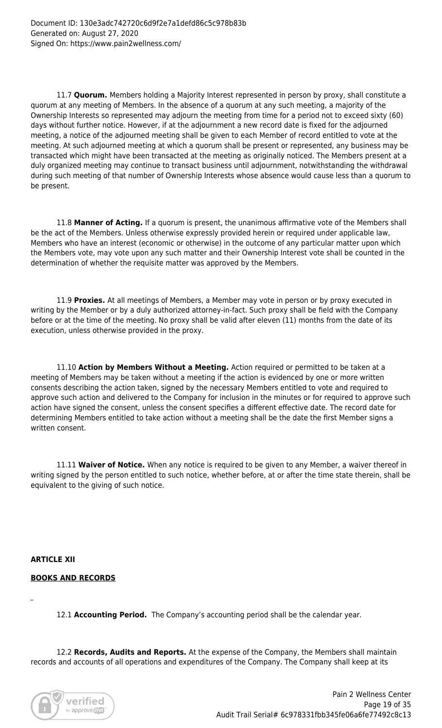11.7 **Quorum.** Members holding a Majority Interest represented in person by proxy, shall constitute a quorum at any meeting of Members. In the absence of a quorum at any such meeting, a majority of the Ownership Interests so represented may adjourn the meeting from time for a period not to exceed sixty (60) days without further notice. However, if at the adjournment a new record date is fixed for the adjourned meeting, a notice of the adjourned meeting shall be given to each Member of record entitled to vote at the meeting. At such adjourned meeting at which a quorum shall be present or represented, any business may be transacted which might have been transacted at the meeting as originally noticed. The Members present at a duly organized meeting may continue to transact business until adjournment, notwithstanding the withdrawal during such meeting of that number of Ownership Interests whose absence would cause less than a quorum to be present.

11.8 **Manner of Acting.** If a quorum is present, the unanimous affirmative vote of the Members shall be the act of the Members. Unless otherwise expressly provided herein or required under applicable law, Members who have an interest (economic or otherwise) in the outcome of any particular matter upon which the Members vote, may vote upon any such matter and their Ownership Interest vote shall be counted in the determination of whether the requisite matter was approved by the Members.

11.9 **Proxies.** At all meetings of Members, a Member may vote in person or by proxy executed in writing by the Member or by a duly authorized attorney-in-fact. Such proxy shall be field with the Company before or at the time of the meeting. No proxy shall be valid after eleven (11) months from the date of its execution, unless otherwise provided in the proxy.

11.10 **Action by Members Without a Meeting.** Action required or permitted to be taken at a meeting of Members may be taken without a meeting if the action is evidenced by one or more written consents describing the action taken, signed by the necessary Members entitled to vote and required to approve such action and delivered to the Company for inclusion in the minutes or for required to approve such action have signed the consent, unless the consent specifies a different effective date. The record date for determining Members entitled to take action without a meeting shall be the date the first Member signs a written consent.

11.11 **Waiver of Notice.** When any notice is required to be given to any Member, a waiver thereof in writing signed by the person entitled to such notice, whether before, at or after the time state therein, shall be equivalent to the giving of such notice.

## ARTICLE XII

## BOOKS AND RECORDS

12.1 **Accounting Period.** The Company's accounting period shall be the calendar year.

12.2 **Records, Audits and Reports.** At the expense of the Company, the Members shall maintain records and accounts of all operations and expenditures of the Company. The Company shall keep at its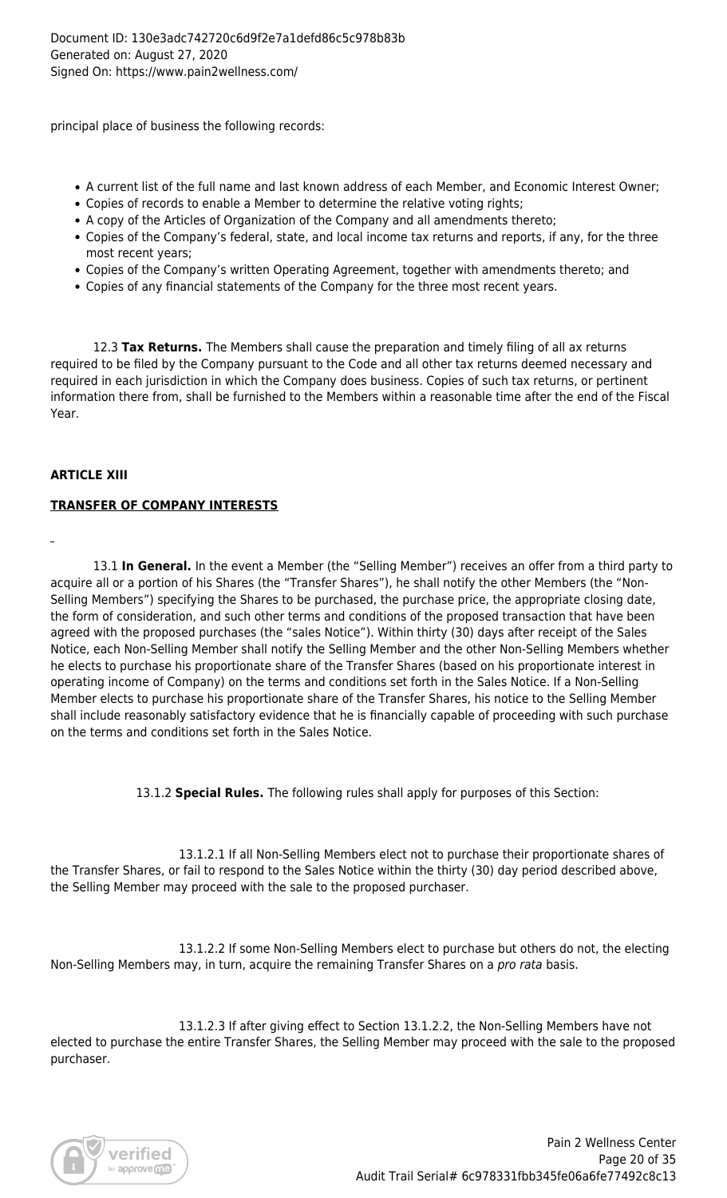principal place of business the following records:

- A current list of the full name and last known address of each Member, and Economic Interest Owner;
- Copies of records to enable a Member to determine the relative voting rights;
- A copy of the Articles of Organization of the Company and all amendments thereto;
- Copies of the Company's federal, state, and local income tax returns and reports, if any, for the three most recent years;
- Copies of the Company's written Operating Agreement, together with amendments thereto; and
- Copies of any financial statements of the Company for the three most recent years.

12.3 **Tax Returns.** The Members shall cause the preparation and timely filing of all ax returns required to be filed by the Company pursuant to the Code and all other tax returns deemed necessary and required in each jurisdiction in which the Company does business. Copies of such tax returns, or pertinent information there from, shall be furnished to the Members within a reasonable time after the end of the Fiscal Year.

**ARTICLE XIII**

**TRANSFER OF COMPANY INTERESTS**

13.1 **In General.** In the event a Member (the "Selling Member") receives an offer from a third party to acquire all or a portion of his Shares (the "Transfer Shares"), he shall notify the other Members (the "Non-Selling Members") specifying the Shares to be purchased, the purchase price, the appropriate closing date, the form of consideration, and such other terms and conditions of the proposed transaction that have been agreed with the proposed purchases (the "sales Notice"). Within thirty (30) days after receipt of the Sales Notice, each Non-Selling Member shall notify the Selling Member and the other Non-Selling Members whether he elects to purchase his proportionate share of the Transfer Shares (based on his proportionate interest in operating income of Company) on the terms and conditions set forth in the Sales Notice. If a Non-Selling Member elects to purchase his proportionate share of the Transfer Shares, his notice to the Selling Member shall include reasonably satisfactory evidence that he is financially capable of proceeding with such purchase on the terms and conditions set forth in the Sales Notice.

13.1.2 **Special Rules.** The following rules shall apply for purposes of this Section:

13.1.2.1 If all Non-Selling Members elect not to purchase their proportionate shares of the Transfer Shares, or fail to respond to the Sales Notice within the thirty (30) day period described above, the Selling Member may proceed with the sale to the proposed purchaser.

13.1.2.2 If some Non-Selling Members elect to purchase but others do not, the electing Non-Selling Members may, in turn, acquire the remaining Transfer Shares on a *pro rata* basis.

13.1.2.3 If after giving effect to Section 13.1.2.2, the Non-Selling Members have not elected to purchase the entire Transfer Shares, the Selling Member may proceed with the sale to the proposed purchaser.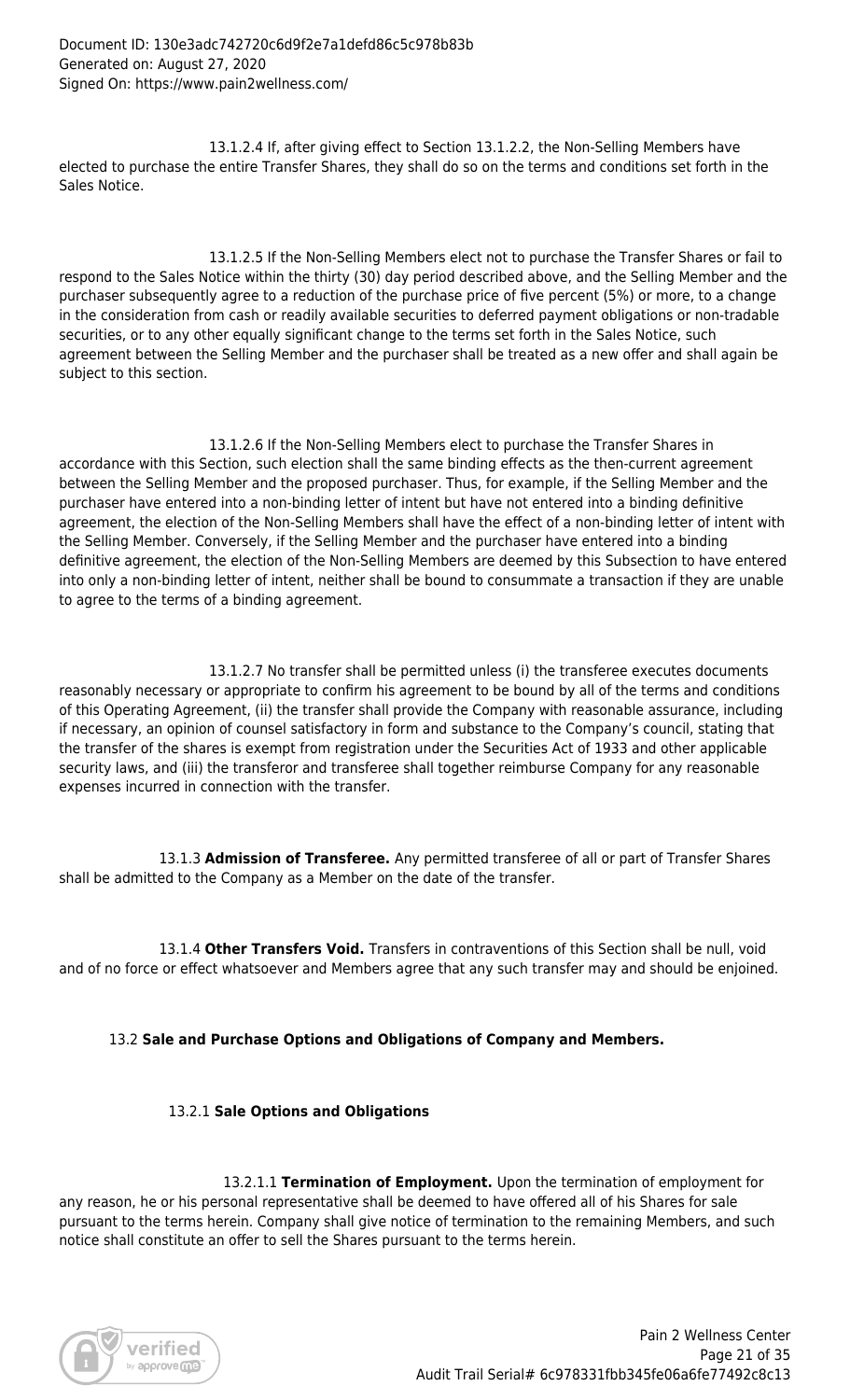13.1.2.4 If, after giving effect to Section 13.1.2.2, the Non-Selling Members have elected to purchase the entire Transfer Shares, they shall do so on the terms and conditions set forth in the Sales Notice.

13.1.2.5 If the Non-Selling Members elect not to purchase the Transfer Shares or fail to respond to the Sales Notice within the thirty (30) day period described above, and the Selling Member and the purchaser subsequently agree to a reduction of the purchase price of five percent (5%) or more, to a change in the consideration from cash or readily available securities to deferred payment obligations or non-tradable securities, or to any other equally significant change to the terms set forth in the Sales Notice, such agreement between the Selling Member and the purchaser shall be treated as a new offer and shall again be subject to this section.

13.1.2.6 If the Non-Selling Members elect to purchase the Transfer Shares in accordance with this Section, such election shall the same binding effects as the then-current agreement between the Selling Member and the proposed purchaser. Thus, for example, if the Selling Member and the purchaser have entered into a non-binding letter of intent but have not entered into a binding definitive agreement, the election of the Non-Selling Members shall have the effect of a non-binding letter of intent with the Selling Member. Conversely, if the Selling Member and the purchaser have entered into a binding definitive agreement, the election of the Non-Selling Members are deemed by this Subsection to have entered into only a non-binding letter of intent, neither shall be bound to consummate a transaction if they are unable to agree to the terms of a binding agreement.

13.1.2.7 No transfer shall be permitted unless (i) the transferee executes documents reasonably necessary or appropriate to confirm his agreement to be bound by all of the terms and conditions of this Operating Agreement, (ii) the transfer shall provide the Company with reasonable assurance, including if necessary, an opinion of counsel satisfactory in form and substance to the Company's council, stating that the transfer of the shares is exempt from registration under the Securities Act of 1933 and other applicable security laws, and (iii) the transferor and transferee shall together reimburse Company for any reasonable expenses incurred in connection with the transfer.

13.1.3 **Admission of Transferee.** Any permitted transferee of all or part of Transfer Shares shall be admitted to the Company as a Member on the date of the transfer.

13.1.4 **Other Transfers Void.** Transfers in contraventions of this Section shall be null, void and of no force or effect whatsoever and Members agree that any such transfer may and should be enjoined.

13.2 **Sale and Purchase Options and Obligations of Company and Members.**

13.2.1 **Sale Options and Obligations**

13.2.1.1 **Termination of Employment.** Upon the termination of employment for any reason, he or his personal representative shall be deemed to have offered all of his Shares for sale pursuant to the terms herein. Company shall give notice of termination to the remaining Members, and such notice shall constitute an offer to sell the Shares pursuant to the terms herein.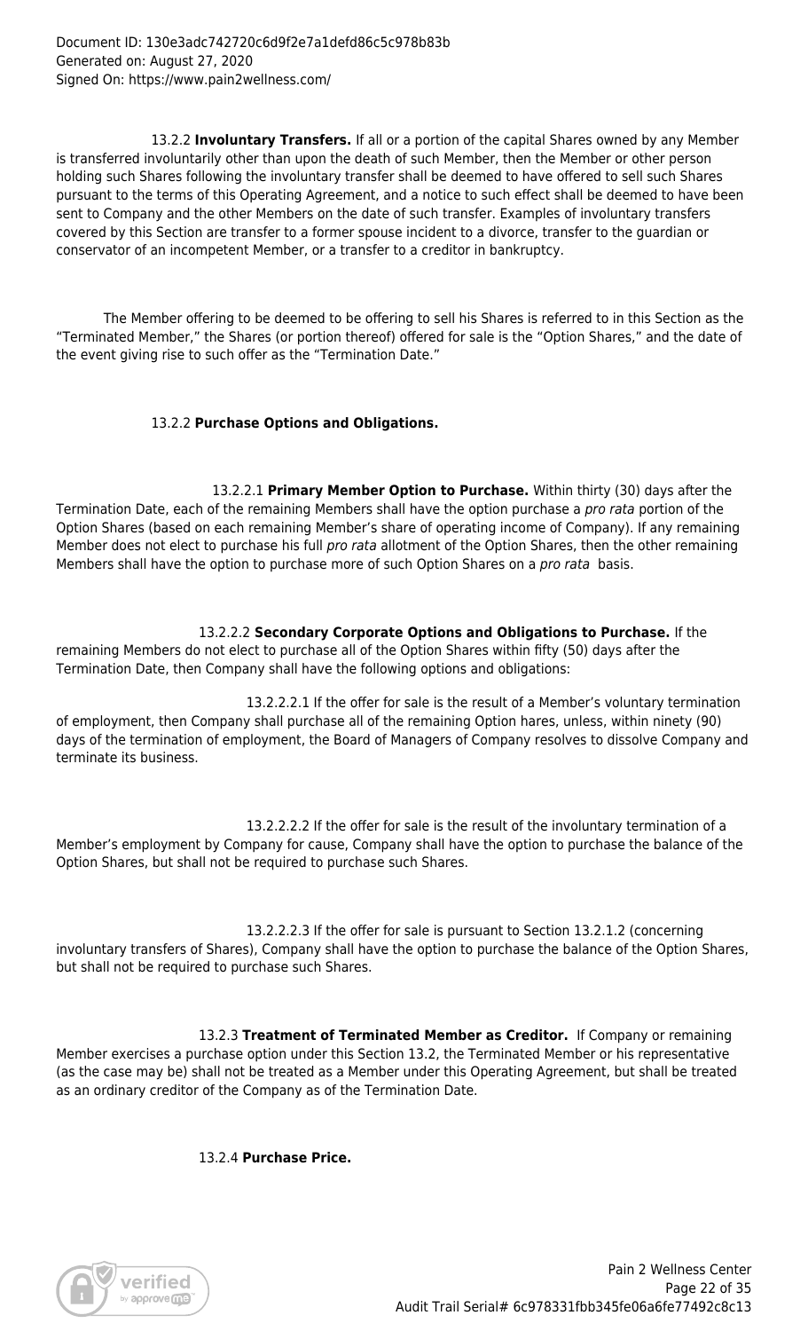13.2.2 **Involuntary Transfers.** If all or a portion of the capital Shares owned by any Member is transferred involuntarily other than upon the death of such Member, then the Member or other person holding such Shares following the involuntary transfer shall be deemed to have offered to sell such Shares pursuant to the terms of this Operating Agreement, and a notice to such effect shall be deemed to have been sent to Company and the other Members on the date of such transfer. Examples of involuntary transfers covered by this Section are transfer to a former spouse incident to a divorce, transfer to the guardian or conservator of an incompetent Member, or a transfer to a creditor in bankruptcy.

The Member offering to be deemed to be offering to sell his Shares is referred to in this Section as the "Terminated Member," the Shares (or portion thereof) offered for sale is the "Option Shares," and the date of the event giving rise to such offer as the "Termination Date."

13.2.2 **Purchase Options and Obligations.**

13.2.2.1 **Primary Member Option to Purchase.** Within thirty (30) days after the Termination Date, each of the remaining Members shall have the option purchase a *pro rata* portion of the Option Shares (based on each remaining Member's share of operating income of Company). If any remaining Member does not elect to purchase his full *pro rata* allotment of the Option Shares, then the other remaining Members shall have the option to purchase more of such Option Shares on a *pro rata* basis.

13.2.2.2 **Secondary Corporate Options and Obligations to Purchase.** If the remaining Members do not elect to purchase all of the Option Shares within fifty (50) days after the Termination Date, then Company shall have the following options and obligations:

13.2.2.2.1 If the offer for sale is the result of a Member's voluntary termination of employment, then Company shall purchase all of the remaining Option hares, unless, within ninety (90) days of the termination of employment, the Board of Managers of Company resolves to dissolve Company and terminate its business.

13.2.2.2.2 If the offer for sale is the result of the involuntary termination of a Member's employment by Company for cause, Company shall have the option to purchase the balance of the Option Shares, but shall not be required to purchase such Shares.

13.2.2.2.3 If the offer for sale is pursuant to Section 13.2.1.2 (concerning involuntary transfers of Shares), Company shall have the option to purchase the balance of the Option Shares, but shall not be required to purchase such Shares.

13.2.3 **Treatment of Terminated Member as Creditor.** If Company or remaining Member exercises a purchase option under this Section 13.2, the Terminated Member or his representative (as the case may be) shall not be treated as a Member under this Operating Agreement, but shall be treated as an ordinary creditor of the Company as of the Termination Date.

13.2.4 **Purchase Price.**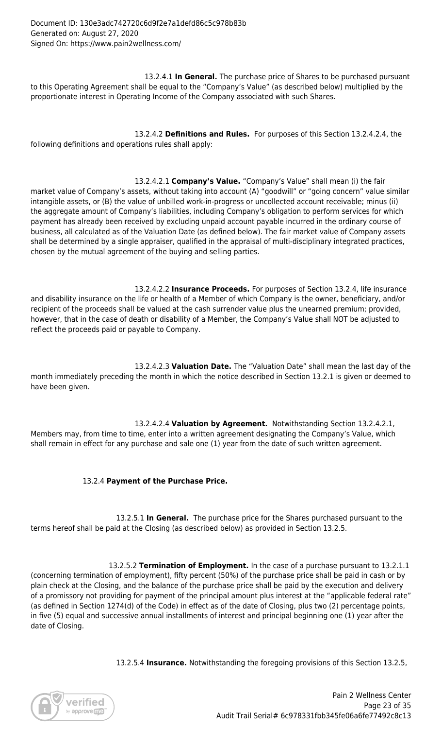13.2.4.1 **In General.** The purchase price of Shares to be purchased pursuant to this Operating Agreement shall be equal to the "Company's Value" (as described below) multiplied by the proportionate interest in Operating Income of the Company associated with such Shares.

13.2.4.2 **Definitions and Rules.** For purposes of this Section 13.2.4.2.4, the following definitions and operations rules shall apply:

13.2.4.2.1 **Company's Value.** "Company's Value" shall mean (i) the fair market value of Company's assets, without taking into account (A) "goodwill" or "going concern" value similar intangible assets, or (B) the value of unbilled work-in-progress or uncollected account receivable; minus (ii) the aggregate amount of Company's liabilities, including Company's obligation to perform services for which payment has already been received by excluding unpaid account payable incurred in the ordinary course of business, all calculated as of the Valuation Date (as defined below). The fair market value of Company assets shall be determined by a single appraiser, qualified in the appraisal of multi-disciplinary integrated practices, chosen by the mutual agreement of the buying and selling parties.

13.2.4.2.2 **Insurance Proceeds.** For purposes of Section 13.2.4, life insurance and disability insurance on the life or health of a Member of which Company is the owner, beneficiary, and/or recipient of the proceeds shall be valued at the cash surrender value plus the unearned premium; provided, however, that in the case of death or disability of a Member, the Company's Value shall NOT be adjusted to reflect the proceeds paid or payable to Company.

13.2.4.2.3 **Valuation Date.** The "Valuation Date" shall mean the last day of the month immediately preceding the month in which the notice described in Section 13.2.1 is given or deemed to have been given.

13.2.4.2.4 **Valuation by Agreement.** Notwithstanding Section 13.2.4.2.1, Members may, from time to time, enter into a written agreement designating the Company's Value, which shall remain in effect for any purchase and sale one (1) year from the date of such written agreement.

13.2.4 **Payment of the Purchase Price.**

13.2.5.1 **In General.** The purchase price for the Shares purchased pursuant to the terms hereof shall be paid at the Closing (as described below) as provided in Section 13.2.5.

13.2.5.2 **Termination of Employment.** In the case of a purchase pursuant to 13.2.1.1 (concerning termination of employment), fifty percent (50%) of the purchase price shall be paid in cash or by plain check at the Closing, and the balance of the purchase price shall be paid by the execution and delivery of a promissory not providing for payment of the principal amount plus interest at the "applicable federal rate" (as defined in Section 1274(d) of the Code) in effect as of the date of Closing, plus two (2) percentage points, in five (5) equal and successive annual installments of interest and principal beginning one (1) year after the date of Closing.

13.2.5.4 **Insurance.** Notwithstanding the foregoing provisions of this Section 13.2.5,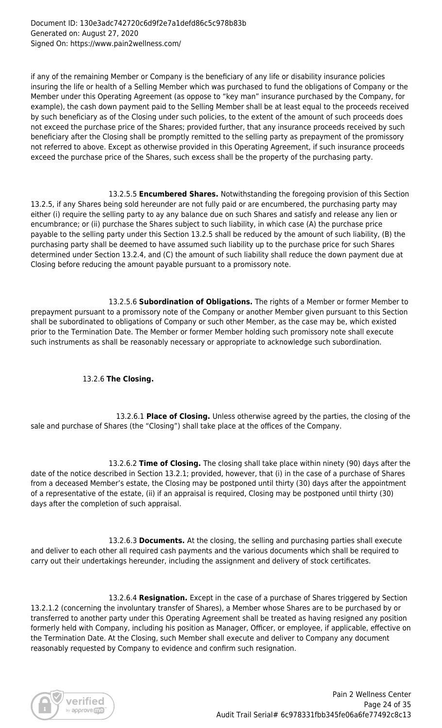if any of the remaining Member or Company is the beneficiary of any life or disability insurance policies insuring the life or health of a Selling Member which was purchased to fund the obligations of Company or the Member under this Operating Agreement (as oppose to "key man" insurance purchased by the Company, for example), the cash down payment paid to the Selling Member shall be at least equal to the proceeds received by such beneficiary as of the Closing under such policies, to the extent of the amount of such proceeds does not exceed the purchase price of the Shares; provided further, that any insurance proceeds received by such beneficiary after the Closing shall be promptly remitted to the selling party as prepayment of the promissory not referred to above. Except as otherwise provided in this Operating Agreement, if such insurance proceeds exceed the purchase price of the Shares, such excess shall be the property of the purchasing party.

13.2.5.5 **Encumbered Shares.** Notwithstanding the foregoing provision of this Section 13.2.5, if any Shares being sold hereunder are not fully paid or are encumbered, the purchasing party may either (i) require the selling party to ay any balance due on such Shares and satisfy and release any lien or encumbrance; or (ii) purchase the Shares subject to such liability, in which case (A) the purchase price payable to the selling party under this Section 13.2.5 shall be reduced by the amount of such liability, (B) the purchasing party shall be deemed to have assumed such liability up to the purchase price for such Shares determined under Section 13.2.4, and (C) the amount of such liability shall reduce the down payment due at Closing before reducing the amount payable pursuant to a promissory note.

13.2.5.6 **Subordination of Obligations.** The rights of a Member or former Member to prepayment pursuant to a promissory note of the Company or another Member given pursuant to this Section shall be subordinated to obligations of Company or such other Member, as the case may be, which existed prior to the Termination Date. The Member or former Member holding such promissory note shall execute such instruments as shall be reasonably necessary or appropriate to acknowledge such subordination.

13.2.6 **The Closing.**

13.2.6.1 **Place of Closing.** Unless otherwise agreed by the parties, the closing of the sale and purchase of Shares (the "Closing") shall take place at the offices of the Company.

13.2.6.2 **Time of Closing.** The closing shall take place within ninety (90) days after the date of the notice described in Section 13.2.1; provided, however, that (i) in the case of a purchase of Shares from a deceased Member's estate, the Closing may be postponed until thirty (30) days after the appointment of a representative of the estate, (ii) if an appraisal is required, Closing may be postponed until thirty (30) days after the completion of such appraisal.

13.2.6.3 **Documents.** At the closing, the selling and purchasing parties shall execute and deliver to each other all required cash payments and the various documents which shall be required to carry out their undertakings hereunder, including the assignment and delivery of stock certificates.

13.2.6.4 **Resignation.** Except in the case of a purchase of Shares triggered by Section 13.2.1.2 (concerning the involuntary transfer of Shares), a Member whose Shares are to be purchased by or transferred to another party under this Operating Agreement shall be treated as having resigned any position formerly held with Company, including his position as Manager, Officer, or employee, if applicable, effective on the Termination Date. At the Closing, such Member shall execute and deliver to Company any document reasonably requested by Company to evidence and confirm such resignation.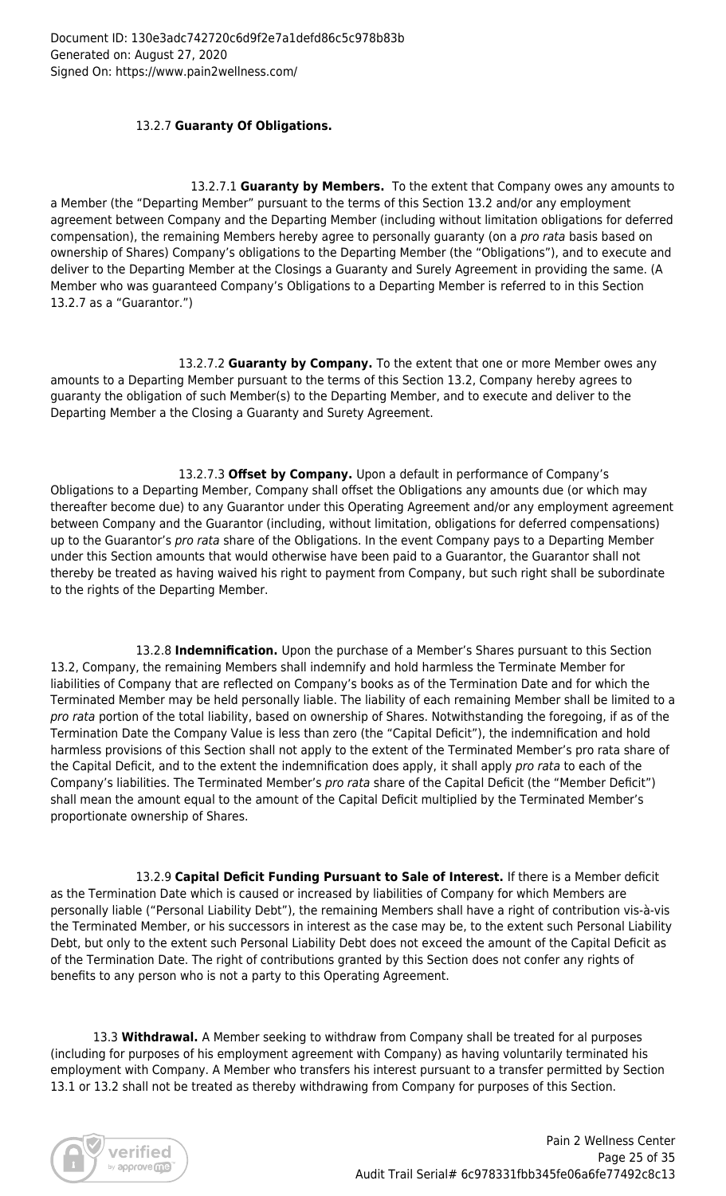13.2.7 **Guaranty Of Obligations.**

13.2.7.1 **Guaranty by Members.** To the extent that Company owes any amounts to a Member (the "Departing Member" pursuant to the terms of this Section 13.2 and/or any employment agreement between Company and the Departing Member (including without limitation obligations for deferred compensation), the remaining Members hereby agree to personally guaranty (on a *pro rata* basis based on ownership of Shares) Company's obligations to the Departing Member (the "Obligations"), and to execute and deliver to the Departing Member at the Closings a Guaranty and Surely Agreement in providing the same. (A Member who was guaranteed Company's Obligations to a Departing Member is referred to in this Section 13.2.7 as a "Guarantor.")

13.2.7.2 **Guaranty by Company.** To the extent that one or more Member owes any amounts to a Departing Member pursuant to the terms of this Section 13.2, Company hereby agrees to guaranty the obligation of such Member(s) to the Departing Member, and to execute and deliver to the Departing Member a the Closing a Guaranty and Surety Agreement.

13.2.7.3 **Offset by Company.** Upon a default in performance of Company's Obligations to a Departing Member, Company shall offset the Obligations any amounts due (or which may thereafter become due) to any Guarantor under this Operating Agreement and/or any employment agreement between Company and the Guarantor (including, without limitation, obligations for deferred compensations) up to the Guarantor's *pro rata* share of the Obligations. In the event Company pays to a Departing Member under this Section amounts that would otherwise have been paid to a Guarantor, the Guarantor shall not thereby be treated as having waived his right to payment from Company, but such right shall be subordinate to the rights of the Departing Member.

13.2.8 **Indemnification.** Upon the purchase of a Member's Shares pursuant to this Section 13.2, Company, the remaining Members shall indemnify and hold harmless the Terminate Member for liabilities of Company that are reflected on Company's books as of the Termination Date and for which the Terminated Member may be held personally liable. The liability of each remaining Member shall be limited to a *pro rata* portion of the total liability, based on ownership of Shares. Notwithstanding the foregoing, if as of the Termination Date the Company Value is less than zero (the "Capital Deficit"), the indemnification and hold harmless provisions of this Section shall not apply to the extent of the Terminated Member's pro rata share of the Capital Deficit, and to the extent the indemnification does apply, it shall apply *pro rata* to each of the Company's liabilities. The Terminated Member's *pro rata* share of the Capital Deficit (the "Member Deficit") shall mean the amount equal to the amount of the Capital Deficit multiplied by the Terminated Member's proportionate ownership of Shares.

13.2.9 **Capital Deficit Funding Pursuant to Sale of Interest.** If there is a Member deficit as the Termination Date which is caused or increased by liabilities of Company for which Members are personally liable ("Personal Liability Debt"), the remaining Members shall have a right of contribution vis-à-vis the Terminated Member, or his successors in interest as the case may be, to the extent such Personal Liability Debt, but only to the extent such Personal Liability Debt does not exceed the amount of the Capital Deficit as of the Termination Date. The right of contributions granted by this Section does not confer any rights of benefits to any person who is not a party to this Operating Agreement.

13.3 **Withdrawal.** A Member seeking to withdraw from Company shall be treated for al purposes (including for purposes of his employment agreement with Company) as having voluntarily terminated his employment with Company. A Member who transfers his interest pursuant to a transfer permitted by Section 13.1 or 13.2 shall not be treated as thereby withdrawing from Company for purposes of this Section.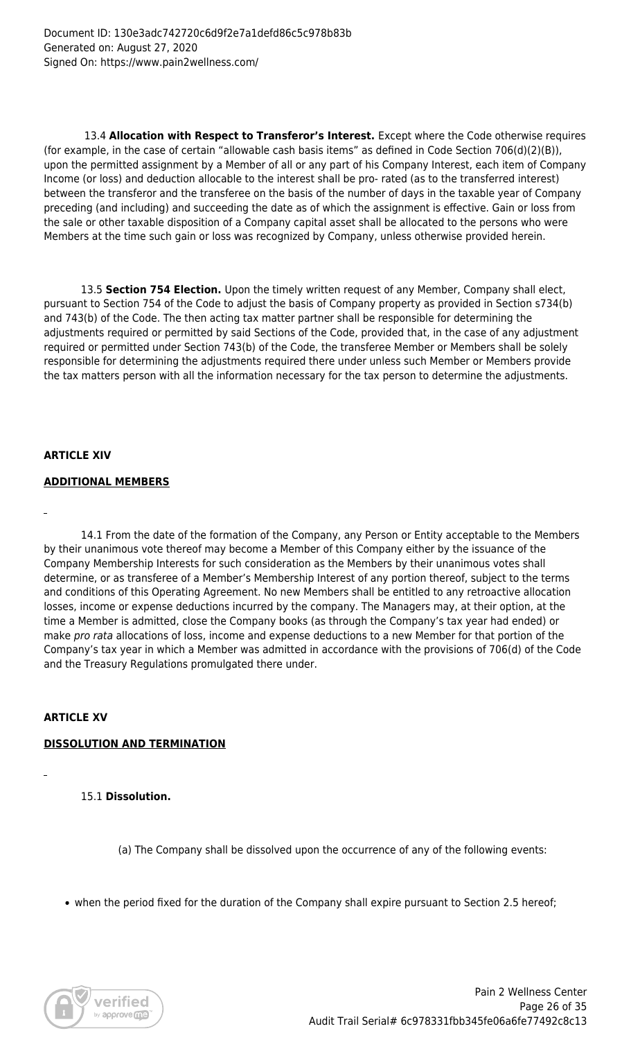13.4 **Allocation with Respect to Transferor's Interest.** Except where the Code otherwise requires (for example, in the case of certain "allowable cash basis items" as defined in Code Section 706(d)(2)(B)), upon the permitted assignment by a Member of all or any part of his Company Interest, each item of Company Income (or loss) and deduction allocable to the interest shall be pro- rated (as to the transferred interest) between the transferor and the transferee on the basis of the number of days in the taxable year of Company preceding (and including) and succeeding the date as of which the assignment is effective. Gain or loss from the sale or other taxable disposition of a Company capital asset shall be allocated to the persons who were Members at the time such gain or loss was recognized by Company, unless otherwise provided herein.

13.5 **Section 754 Election.** Upon the timely written request of any Member, Company shall elect, pursuant to Section 754 of the Code to adjust the basis of Company property as provided in Section s734(b) and 743(b) of the Code. The then acting tax matter partner shall be responsible for determining the adjustments required or permitted by said Sections of the Code, provided that, in the case of any adjustment required or permitted under Section 743(b) of the Code, the transferee Member or Members shall be solely responsible for determining the adjustments required there under unless such Member or Members provide the tax matters person with all the information necessary for the tax person to determine the adjustments.

## ARTICLE XIV

## ADDITIONAL MEMBERS

14.1 From the date of the formation of the Company, any Person or Entity acceptable to the Members by their unanimous vote thereof may become a Member of this Company either by the issuance of the Company Membership Interests for such consideration as the Members by their unanimous votes shall determine, or as transferee of a Member's Membership Interest of any portion thereof, subject to the terms and conditions of this Operating Agreement. No new Members shall be entitled to any retroactive allocation losses, income or expense deductions incurred by the company. The Managers may, at their option, at the time a Member is admitted, close the Company books (as through the Company's tax year had ended) or make *pro rata* allocations of loss, income and expense deductions to a new Member for that portion of the Company's tax year in which a Member was admitted in accordance with the provisions of 706(d) of the Code and the Treasury Regulations promulgated there under.

## ARTICLE XV

## DISSOLUTION AND TERMINATION

15.1 **Dissolution.**

(a) The Company shall be dissolved upon the occurrence of any of the following events:

- when the period fixed for the duration of the Company shall expire pursuant to Section 2.5 hereof;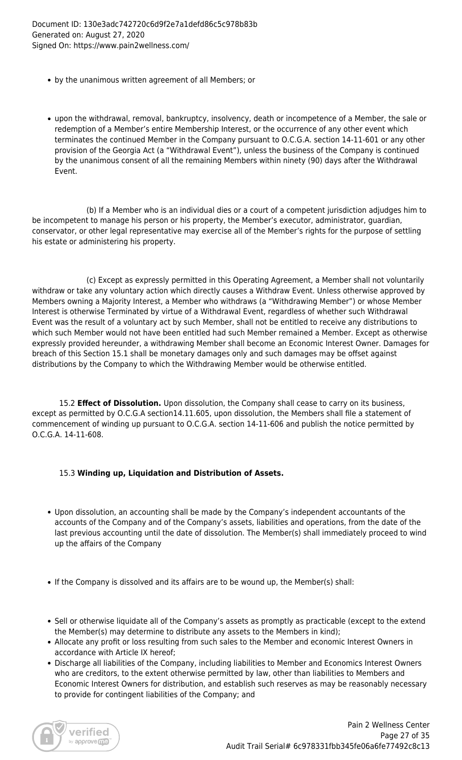- by the unanimous written agreement of all Members; or

- upon the withdrawal, removal, bankruptcy, insolvency, death or incompetence of a Member, the sale or redemption of a Member's entire Membership Interest, or the occurrence of any other event which terminates the continued Member in the Company pursuant to O.C.G.A. section 14-11-601 or any other provision of the Georgia Act (a "Withdrawal Event"), unless the business of the Company is continued by the unanimous consent of all the remaining Members within ninety (90) days after the Withdrawal Event.

(b) If a Member who is an individual dies or a court of a competent jurisdiction adjudges him to be incompetent to manage his person or his property, the Member's executor, administrator, guardian, conservator, or other legal representative may exercise all of the Member's rights for the purpose of settling his estate or administering his property.

(c) Except as expressly permitted in this Operating Agreement, a Member shall not voluntarily withdraw or take any voluntary action which directly causes a Withdraw Event. Unless otherwise approved by Members owning a Majority Interest, a Member who withdraws (a "Withdrawing Member") or whose Member Interest is otherwise Terminated by virtue of a Withdrawal Event, regardless of whether such Withdrawal Event was the result of a voluntary act by such Member, shall not be entitled to receive any distributions to which such Member would not have been entitled had such Member remained a Member. Except as otherwise expressly provided hereunder, a withdrawing Member shall become an Economic Interest Owner. Damages for breach of this Section 15.1 shall be monetary damages only and such damages may be offset against distributions by the Company to which the Withdrawing Member would be otherwise entitled.

15.2 **Effect of Dissolution.** Upon dissolution, the Company shall cease to carry on its business, except as permitted by O.C.G.A section14.11.605, upon dissolution, the Members shall file a statement of commencement of winding up pursuant to O.C.G.A. section 14-11-606 and publish the notice permitted by O.C.G.A. 14-11-608.

15.3 **Winding up, Liquidation and Distribution of Assets.**

- Upon dissolution, an accounting shall be made by the Company's independent accountants of the accounts of the Company and of the Company's assets, liabilities and operations, from the date of the last previous accounting until the date of dissolution. The Member(s) shall immediately proceed to wind up the affairs of the Company

- If the Company is dissolved and its affairs are to be wound up, the Member(s) shall:

- Sell or otherwise liquidate all of the Company's assets as promptly as practicable (except to the extend the Member(s) may determine to distribute any assets to the Members in kind);
- Allocate any profit or loss resulting from such sales to the Member and economic Interest Owners in accordance with Article IX hereof;
- Discharge all liabilities of the Company, including liabilities to Member and Economics Interest Owners who are creditors, to the extent otherwise permitted by law, other than liabilities to Members and Economic Interest Owners for distribution, and establish such reserves as may be reasonably necessary to provide for contingent liabilities of the Company; and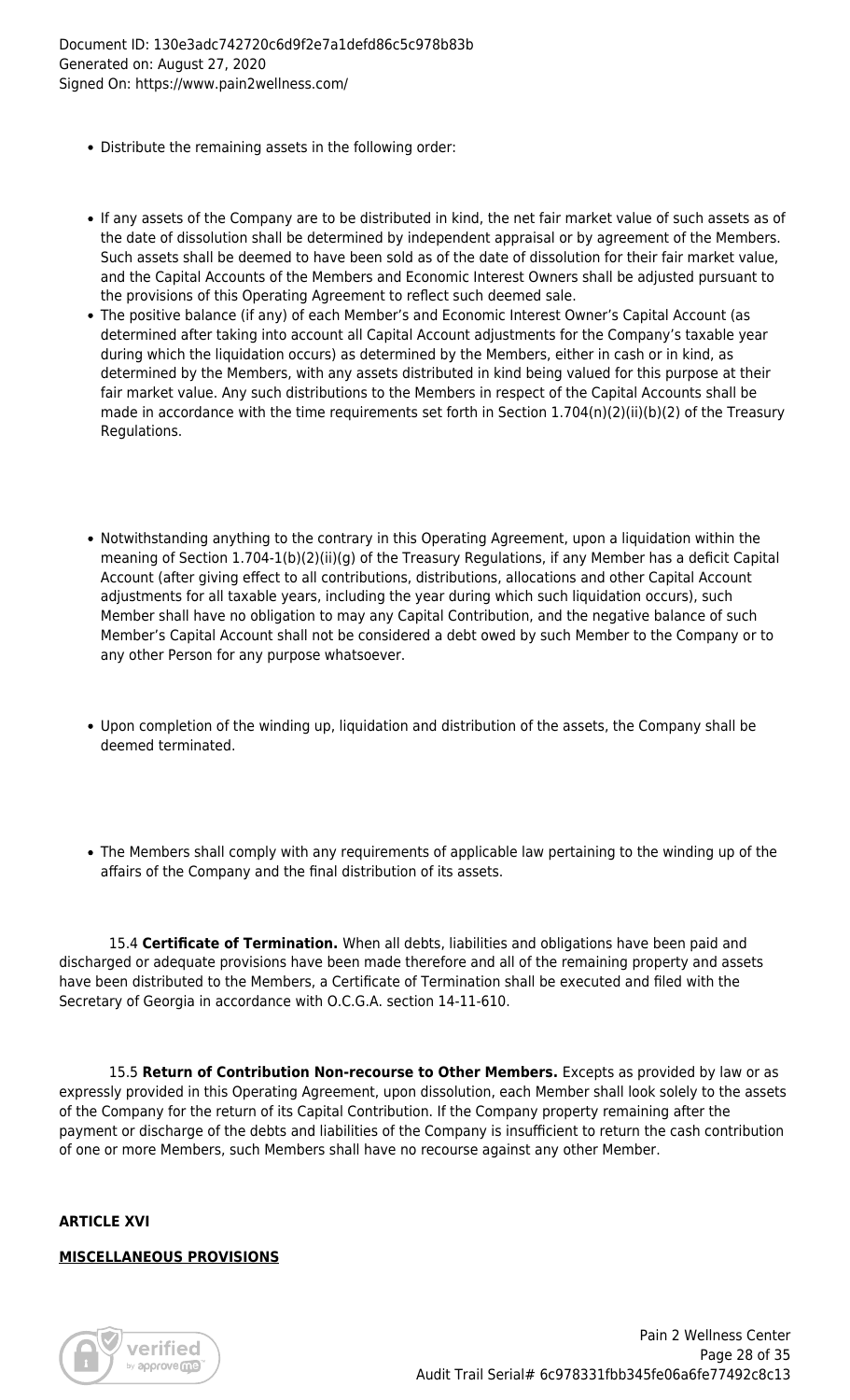- Distribute the remaining assets in the following order:

- If any assets of the Company are to be distributed in kind, the net fair market value of such assets as of the date of dissolution shall be determined by independent appraisal or by agreement of the Members. Such assets shall be deemed to have been sold as of the date of dissolution for their fair market value, and the Capital Accounts of the Members and Economic Interest Owners shall be adjusted pursuant to the provisions of this Operating Agreement to reflect such deemed sale.
- The positive balance (if any) of each Member's and Economic Interest Owner's Capital Account (as determined after taking into account all Capital Account adjustments for the Company's taxable year during which the liquidation occurs) as determined by the Members, either in cash or in kind, as determined by the Members, with any assets distributed in kind being valued for this purpose at their fair market value. Any such distributions to the Members in respect of the Capital Accounts shall be made in accordance with the time requirements set forth in Section 1.704(n)(2)(ii)(b)(2) of the Treasury Regulations.

- Notwithstanding anything to the contrary in this Operating Agreement, upon a liquidation within the meaning of Section 1.704-1(b)(2)(ii)(g) of the Treasury Regulations, if any Member has a deficit Capital Account (after giving effect to all contributions, distributions, allocations and other Capital Account adjustments for all taxable years, including the year during which such liquidation occurs), such Member shall have no obligation to may any Capital Contribution, and the negative balance of such Member's Capital Account shall not be considered a debt owed by such Member to the Company or to any other Person for any purpose whatsoever.

- Upon completion of the winding up, liquidation and distribution of the assets, the Company shall be deemed terminated.

- The Members shall comply with any requirements of applicable law pertaining to the winding up of the affairs of the Company and the final distribution of its assets.

15.4 **Certificate of Termination.** When all debts, liabilities and obligations have been paid and discharged or adequate provisions have been made therefore and all of the remaining property and assets have been distributed to the Members, a Certificate of Termination shall be executed and filed with the Secretary of Georgia in accordance with O.C.G.A. section 14-11-610.

15.5 **Return of Contribution Non-recourse to Other Members.** Excepts as provided by law or as expressly provided in this Operating Agreement, upon dissolution, each Member shall look solely to the assets of the Company for the return of its Capital Contribution. If the Company property remaining after the payment or discharge of the debts and liabilities of the Company is insufficient to return the cash contribution of one or more Members, such Members shall have no recourse against any other Member.

**ARTICLE XVI**

**<u>MISCELLANEOUS PROVISIONS</u>**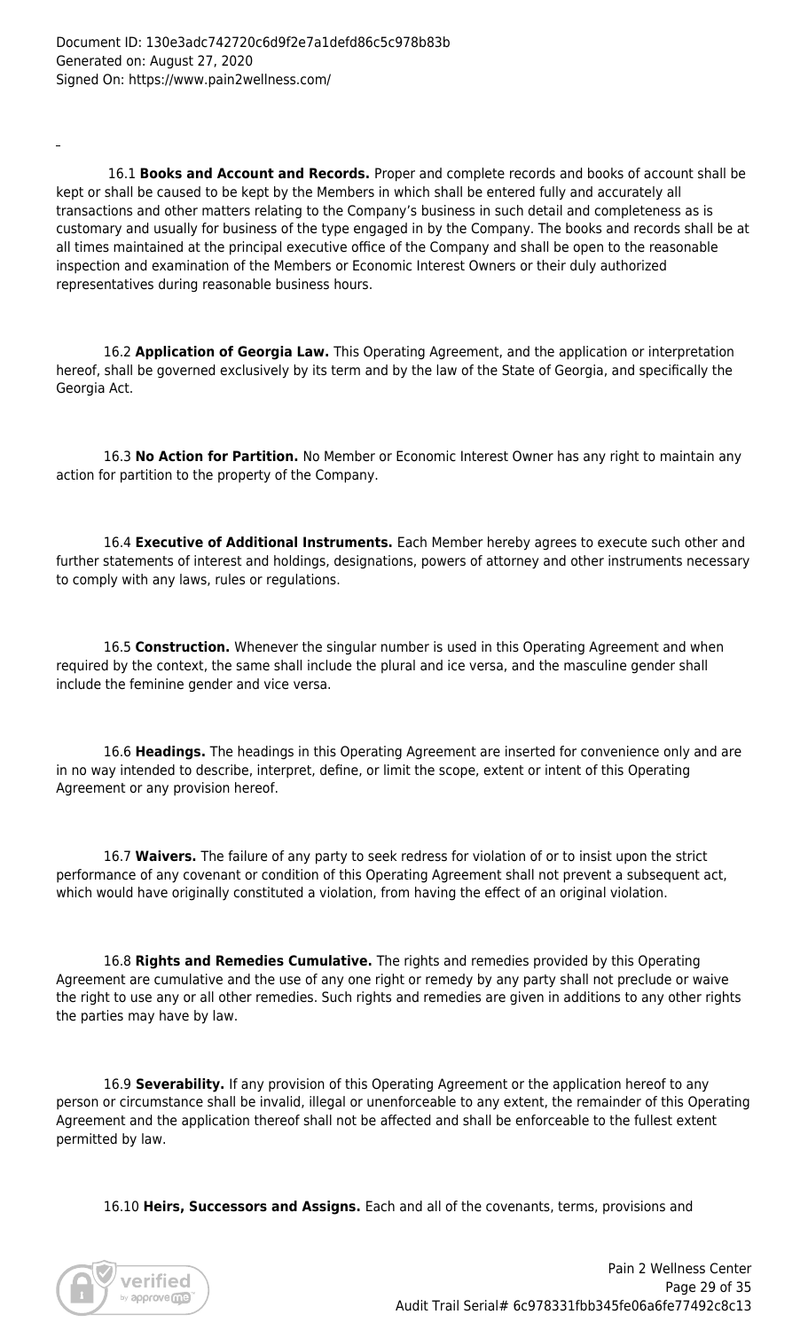16.1 **Books and Account and Records.** Proper and complete records and books of account shall be kept or shall be caused to be kept by the Members in which shall be entered fully and accurately all transactions and other matters relating to the Company's business in such detail and completeness as is customary and usually for business of the type engaged in by the Company. The books and records shall be at all times maintained at the principal executive office of the Company and shall be open to the reasonable inspection and examination of the Members or Economic Interest Owners or their duly authorized representatives during reasonable business hours.

16.2 **Application of Georgia Law.** This Operating Agreement, and the application or interpretation hereof, shall be governed exclusively by its term and by the law of the State of Georgia, and specifically the Georgia Act.

16.3 **No Action for Partition.** No Member or Economic Interest Owner has any right to maintain any action for partition to the property of the Company.

16.4 **Executive of Additional Instruments.** Each Member hereby agrees to execute such other and further statements of interest and holdings, designations, powers of attorney and other instruments necessary to comply with any laws, rules or regulations.

16.5 **Construction.** Whenever the singular number is used in this Operating Agreement and when required by the context, the same shall include the plural and ice versa, and the masculine gender shall include the feminine gender and vice versa.

16.6 **Headings.** The headings in this Operating Agreement are inserted for convenience only and are in no way intended to describe, interpret, define, or limit the scope, extent or intent of this Operating Agreement or any provision hereof.

16.7 **Waivers.** The failure of any party to seek redress for violation of or to insist upon the strict performance of any covenant or condition of this Operating Agreement shall not prevent a subsequent act, which would have originally constituted a violation, from having the effect of an original violation.

16.8 **Rights and Remedies Cumulative.** The rights and remedies provided by this Operating Agreement are cumulative and the use of any one right or remedy by any party shall not preclude or waive the right to use any or all other remedies. Such rights and remedies are given in additions to any other rights the parties may have by law.

16.9 **Severability.** If any provision of this Operating Agreement or the application hereof to any person or circumstance shall be invalid, illegal or unenforceable to any extent, the remainder of this Operating Agreement and the application thereof shall not be affected and shall be enforceable to the fullest extent permitted by law.

16.10 **Heirs, Successors and Assigns.** Each and all of the covenants, terms, provisions and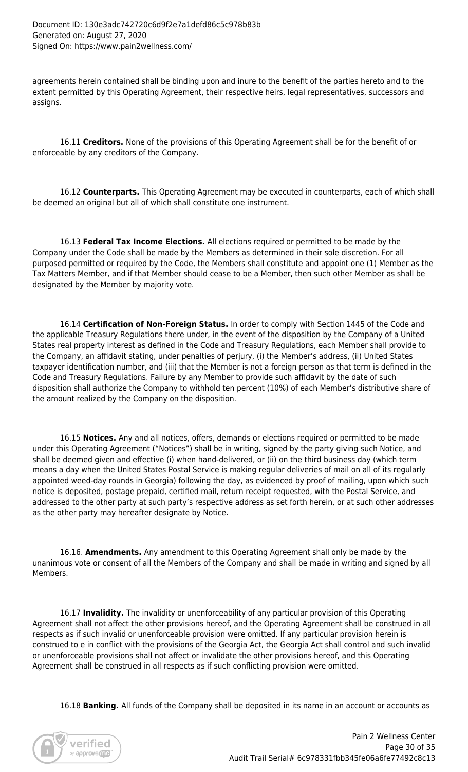agreements herein contained shall be binding upon and inure to the benefit of the parties hereto and to the extent permitted by this Operating Agreement, their respective heirs, legal representatives, successors and assigns.

16.11 **Creditors.** None of the provisions of this Operating Agreement shall be for the benefit of or enforceable by any creditors of the Company.

16.12 **Counterparts.** This Operating Agreement may be executed in counterparts, each of which shall be deemed an original but all of which shall constitute one instrument.

16.13 **Federal Tax Income Elections.** All elections required or permitted to be made by the Company under the Code shall be made by the Members as determined in their sole discretion. For all purposed permitted or required by the Code, the Members shall constitute and appoint one (1) Member as the Tax Matters Member, and if that Member should cease to be a Member, then such other Member as shall be designated by the Member by majority vote.

16.14 **Certification of Non-Foreign Status.** In order to comply with Section 1445 of the Code and the applicable Treasury Regulations there under, in the event of the disposition by the Company of a United States real property interest as defined in the Code and Treasury Regulations, each Member shall provide to the Company, an affidavit stating, under penalties of perjury, (i) the Member's address, (ii) United States taxpayer identification number, and (iii) that the Member is not a foreign person as that term is defined in the Code and Treasury Regulations. Failure by any Member to provide such affidavit by the date of such disposition shall authorize the Company to withhold ten percent (10%) of each Member's distributive share of the amount realized by the Company on the disposition.

16.15 **Notices.** Any and all notices, offers, demands or elections required or permitted to be made under this Operating Agreement ("Notices") shall be in writing, signed by the party giving such Notice, and shall be deemed given and effective (i) when hand-delivered, or (ii) on the third business day (which term means a day when the United States Postal Service is making regular deliveries of mail on all of its regularly appointed weed-day rounds in Georgia) following the day, as evidenced by proof of mailing, upon which such notice is deposited, postage prepaid, certified mail, return receipt requested, with the Postal Service, and addressed to the other party at such party's respective address as set forth herein, or at such other addresses as the other party may hereafter designate by Notice.

16.16. **Amendments.** Any amendment to this Operating Agreement shall only be made by the unanimous vote or consent of all the Members of the Company and shall be made in writing and signed by all Members.

16.17 **Invalidity.** The invalidity or unenforceability of any particular provision of this Operating Agreement shall not affect the other provisions hereof, and the Operating Agreement shall be construed in all respects as if such invalid or unenforceable provision were omitted. If any particular provision herein is construed to e in conflict with the provisions of the Georgia Act, the Georgia Act shall control and such invalid or unenforceable provisions shall not affect or invalidate the other provisions hereof, and this Operating Agreement shall be construed in all respects as if such conflicting provision were omitted.

16.18 **Banking.** All funds of the Company shall be deposited in its name in an account or accounts as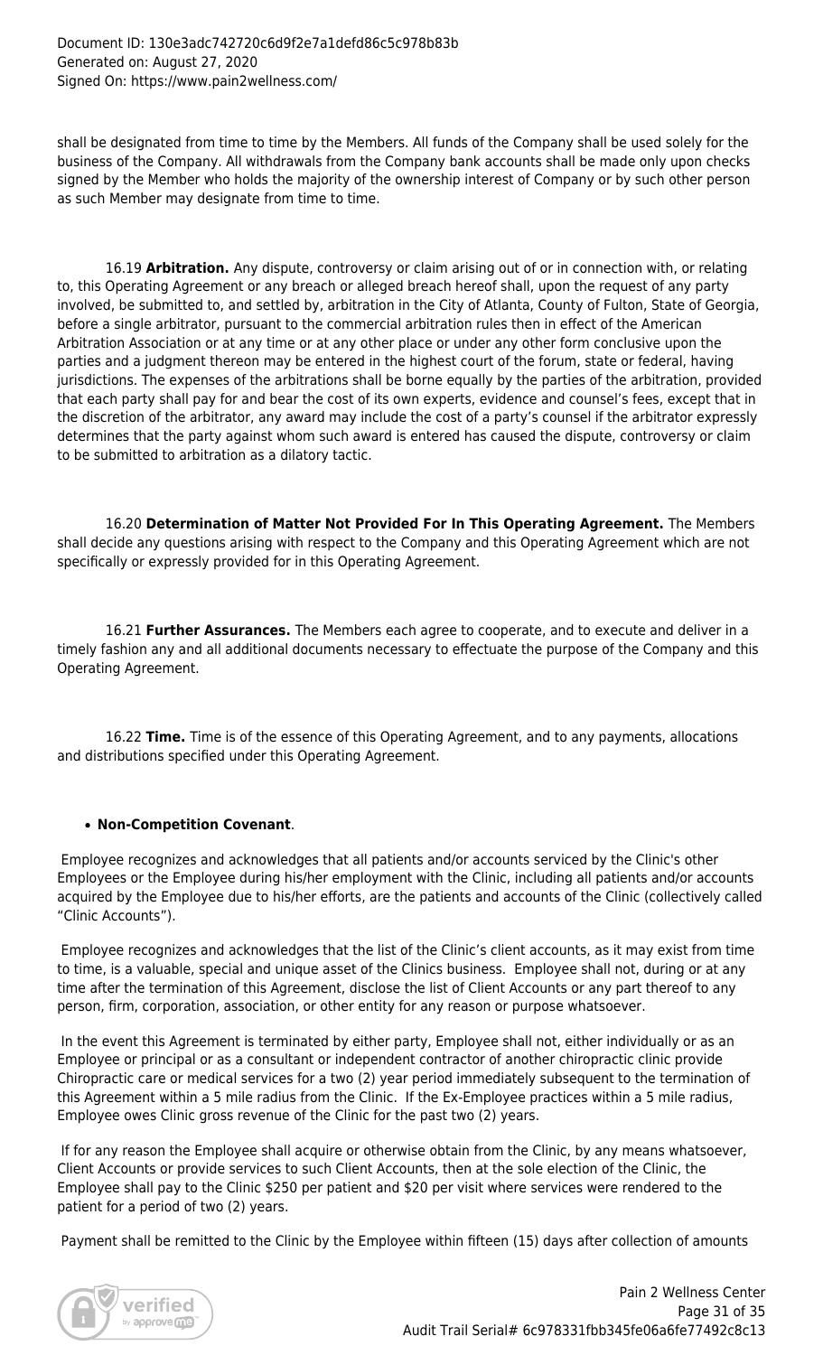shall be designated from time to time by the Members. All funds of the Company shall be used solely for the business of the Company. All withdrawals from the Company bank accounts shall be made only upon checks signed by the Member who holds the majority of the ownership interest of Company or by such other person as such Member may designate from time to time.

16.19 **Arbitration.** Any dispute, controversy or claim arising out of or in connection with, or relating to, this Operating Agreement or any breach or alleged breach hereof shall, upon the request of any party involved, be submitted to, and settled by, arbitration in the City of Atlanta, County of Fulton, State of Georgia, before a single arbitrator, pursuant to the commercial arbitration rules then in effect of the American Arbitration Association or at any time or at any other place or under any other form conclusive upon the parties and a judgment thereon may be entered in the highest court of the forum, state or federal, having jurisdictions. The expenses of the arbitrations shall be borne equally by the parties of the arbitration, provided that each party shall pay for and bear the cost of its own experts, evidence and counsel's fees, except that in the discretion of the arbitrator, any award may include the cost of a party's counsel if the arbitrator expressly determines that the party against whom such award is entered has caused the dispute, controversy or claim to be submitted to arbitration as a dilatory tactic.

16.20 **Determination of Matter Not Provided For In This Operating Agreement.** The Members shall decide any questions arising with respect to the Company and this Operating Agreement which are not specifically or expressly provided for in this Operating Agreement.

16.21 **Further Assurances.** The Members each agree to cooperate, and to execute and deliver in a timely fashion any and all additional documents necessary to effectuate the purpose of the Company and this Operating Agreement.

16.22 **Time.** Time is of the essence of this Operating Agreement, and to any payments, allocations and distributions specified under this Operating Agreement.

- **Non-Competition Covenant**.

Employee recognizes and acknowledges that all patients and/or accounts serviced by the Clinic's other Employees or the Employee during his/her employment with the Clinic, including all patients and/or accounts acquired by the Employee due to his/her efforts, are the patients and accounts of the Clinic (collectively called "Clinic Accounts").

Employee recognizes and acknowledges that the list of the Clinic's client accounts, as it may exist from time to time, is a valuable, special and unique asset of the Clinics business. Employee shall not, during or at any time after the termination of this Agreement, disclose the list of Client Accounts or any part thereof to any person, firm, corporation, association, or other entity for any reason or purpose whatsoever.

In the event this Agreement is terminated by either party, Employee shall not, either individually or as an Employee or principal or as a consultant or independent contractor of another chiropractic clinic provide Chiropractic care or medical services for a two (2) year period immediately subsequent to the termination of this Agreement within a 5 mile radius from the Clinic. If the Ex-Employee practices within a 5 mile radius, Employee owes Clinic gross revenue of the Clinic for the past two (2) years.

If for any reason the Employee shall acquire or otherwise obtain from the Clinic, by any means whatsoever, Client Accounts or provide services to such Client Accounts, then at the sole election of the Clinic, the Employee shall pay to the Clinic $250 per patient and $20 per visit where services were rendered to the patient for a period of two (2) years.

Payment shall be remitted to the Clinic by the Employee within fifteen (15) days after collection of amounts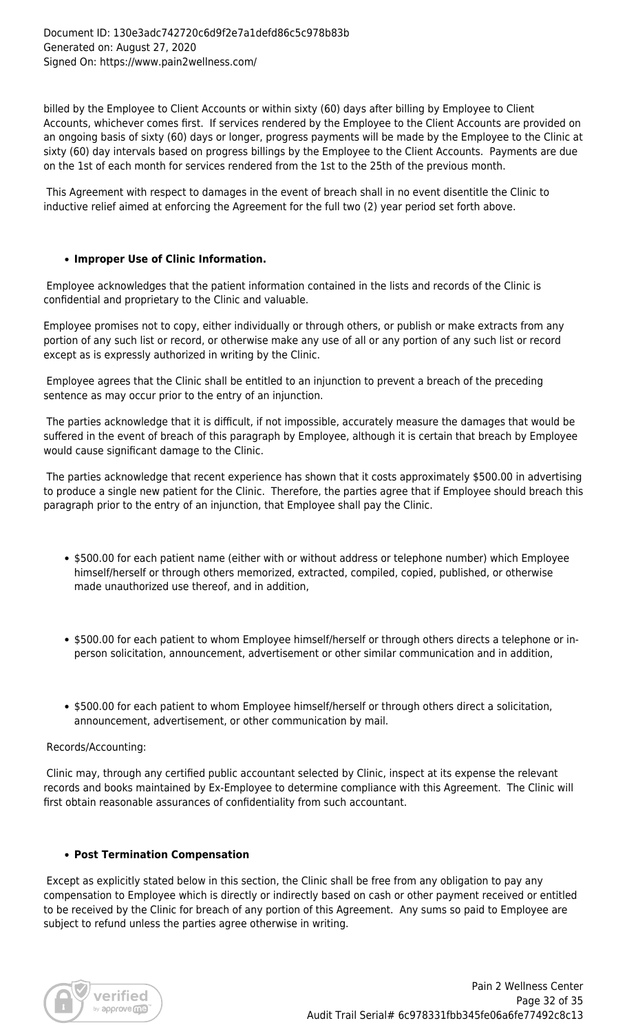billed by the Employee to Client Accounts or within sixty (60) days after billing by Employee to Client Accounts, whichever comes first. If services rendered by the Employee to the Client Accounts are provided on an ongoing basis of sixty (60) days or longer, progress payments will be made by the Employee to the Clinic at sixty (60) day intervals based on progress billings by the Employee to the Client Accounts. Payments are due on the 1st of each month for services rendered from the 1st to the 25th of the previous month.

This Agreement with respect to damages in the event of breach shall in no event disentitle the Clinic to inductive relief aimed at enforcing the Agreement for the full two (2) year period set forth above.

- **Improper Use of Clinic Information.**

Employee acknowledges that the patient information contained in the lists and records of the Clinic is confidential and proprietary to the Clinic and valuable.

Employee promises not to copy, either individually or through others, or publish or make extracts from any portion of any such list or record, or otherwise make any use of all or any portion of any such list or record except as is expressly authorized in writing by the Clinic.

Employee agrees that the Clinic shall be entitled to an injunction to prevent a breach of the preceding sentence as may occur prior to the entry of an injunction.

The parties acknowledge that it is difficult, if not impossible, accurately measure the damages that would be suffered in the event of breach of this paragraph by Employee, although it is certain that breach by Employee would cause significant damage to the Clinic.

The parties acknowledge that recent experience has shown that it costs approximately $500.00 in advertising to produce a single new patient for the Clinic. Therefore, the parties agree that if Employee should breach this paragraph prior to the entry of an injunction, that Employee shall pay the Clinic.

- $500.00 for each patient name (either with or without address or telephone number) which Employee himself/herself or through others memorized, extracted, compiled, copied, published, or otherwise made unauthorized use thereof, and in addition,

- $500.00 for each patient to whom Employee himself/herself or through others directs a telephone or in-person solicitation, announcement, advertisement or other similar communication and in addition,

- $500.00 for each patient to whom Employee himself/herself or through others direct a solicitation, announcement, advertisement, or other communication by mail.

Records/Accounting:

Clinic may, through any certified public accountant selected by Clinic, inspect at its expense the relevant records and books maintained by Ex-Employee to determine compliance with this Agreement. The Clinic will first obtain reasonable assurances of confidentiality from such accountant.

- **Post Termination Compensation**

Except as explicitly stated below in this section, the Clinic shall be free from any obligation to pay any compensation to Employee which is directly or indirectly based on cash or other payment received or entitled to be received by the Clinic for breach of any portion of this Agreement. Any sums so paid to Employee are subject to refund unless the parties agree otherwise in writing.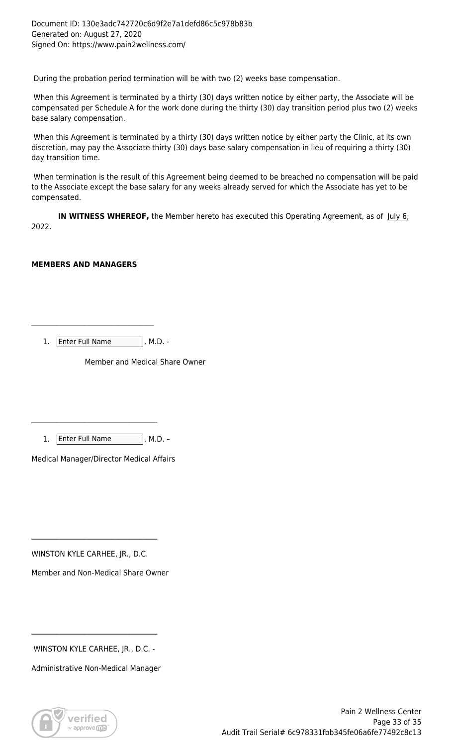During the probation period termination will be with two (2) weeks base compensation.

When this Agreement is terminated by a thirty (30) days written notice by either party, the Associate will be compensated per Schedule A for the work done during the thirty (30) day transition period plus two (2) weeks base salary compensation.

When this Agreement is terminated by a thirty (30) days written notice by either party the Clinic, at its own discretion, may pay the Associate thirty (30) days base salary compensation in lieu of requiring a thirty (30) day transition time.

When termination is the result of this Agreement being deemed to be breached no compensation will be paid to the Associate except the base salary for any weeks already served for which the Associate has yet to be compensated.

**IN WITNESS WHEREOF,** the Member hereto has executed this Operating Agreement, as of July 6, 2022.

**MEMBERS AND MANAGERS**

_________________________________

1. Enter Full Name, M.D. -

   Member and Medical Share Owner

_________________________________

1. Enter Full Name, M.D. –

Medical Manager/Director Medical Affairs

_________________________________

WINSTON KYLE CARHEE, JR., D.C.

Member and Non-Medical Share Owner

_________________________________

WINSTON KYLE CARHEE, JR., D.C. -

Administrative Non-Medical Manager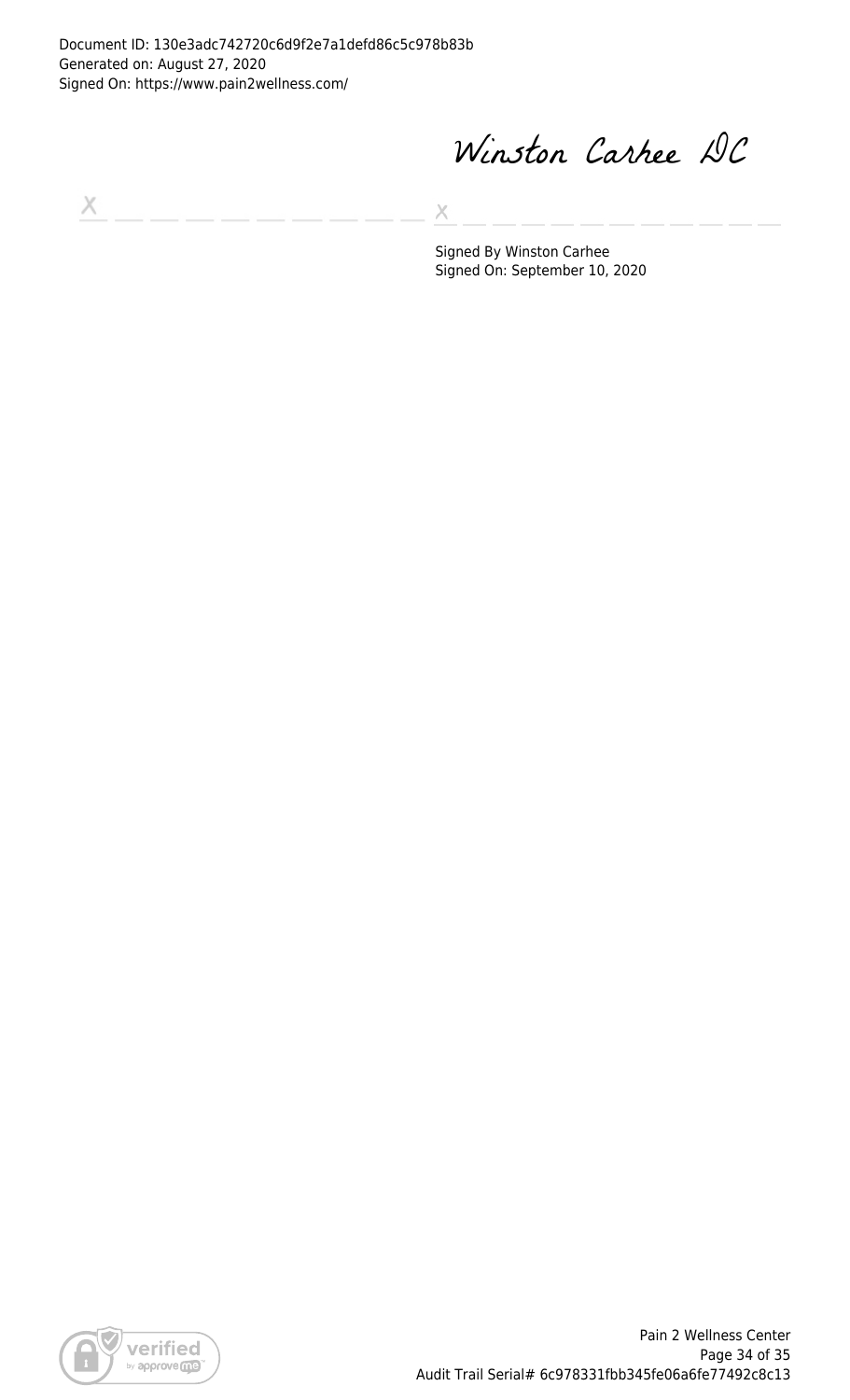Document ID: 130e3adc742720c6d9f2e7a1defd86c5c978b83b
Generated on: August 27, 2020
Signed On: https://www.pain2wellness.com/

Winston Carhee DC

X _ _ _ _ _ _ _ _ _ X _ _ _ _ _ _ _ _ _ _ _

Signed By Winston Carhee
Signed On: September 10, 2020

Pain 2 Wellness Center

Audit Trail Serial# 6c978331fbb345fe06a6fe77492c8c13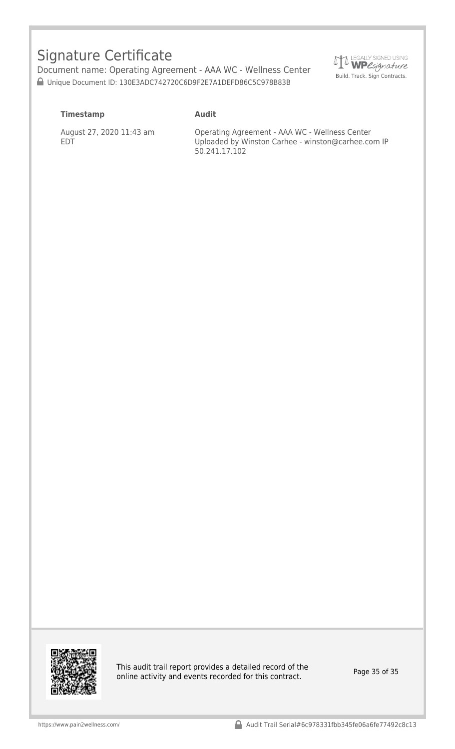# Signature Certificate

Document name: Operating Agreement - AAA WC - Wellness Center

Unique Document ID: 130E3ADC742720C6D9F2E7A1DEFD86C5C978B83B

LEGALLY SIGNED USING WPeSignature
Build. Track. Sign Contracts.

| Timestamp | Audit |
| --- | --- |
| August 27, 2020 11:43 am EDT | Operating Agreement - AAA WC - Wellness Center Uploaded by Winston Carhee - winston@carhee.com IP 50.241.17.102 |

This audit trail report provides a detailed record of the online activity and events recorded for this contract.

https://www.pain2wellness.com/

Audit Trail Serial#6c978331fbb345fe06a6fe77492c8c13